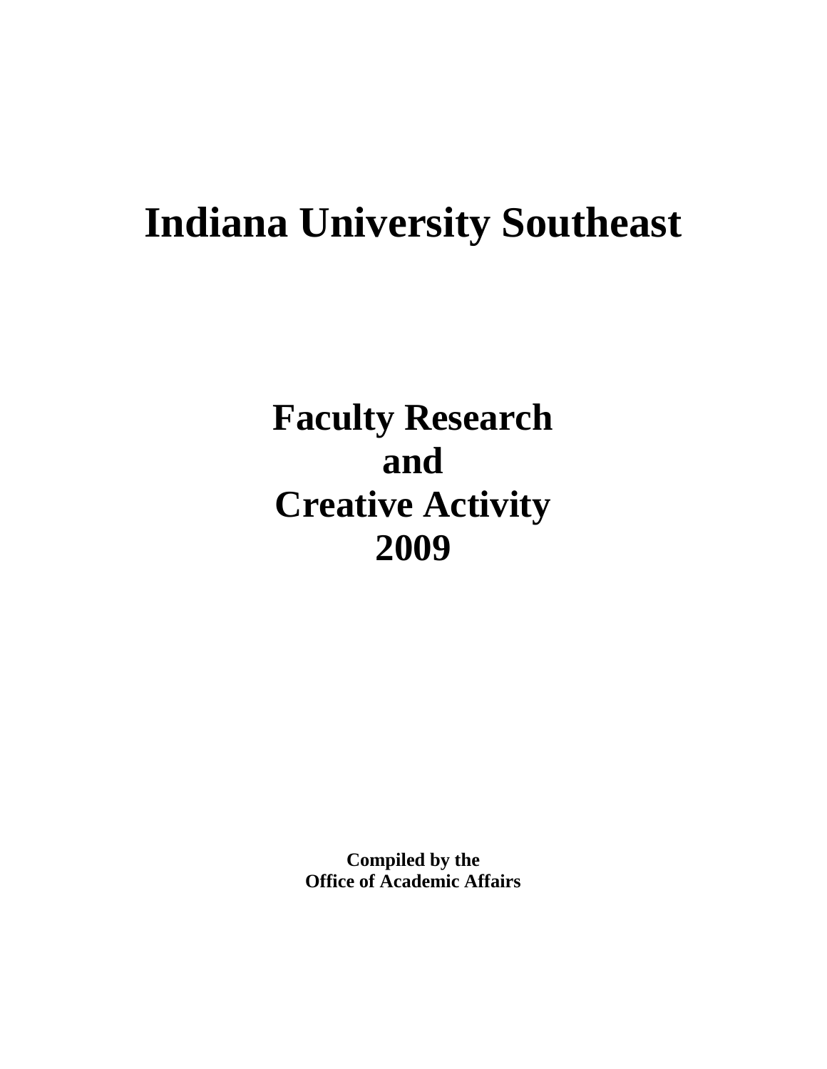# Indiana University Southeast

## Faculty Research and Creative Activity 2009

**Compiled by the**
**Office of Academic Affairs**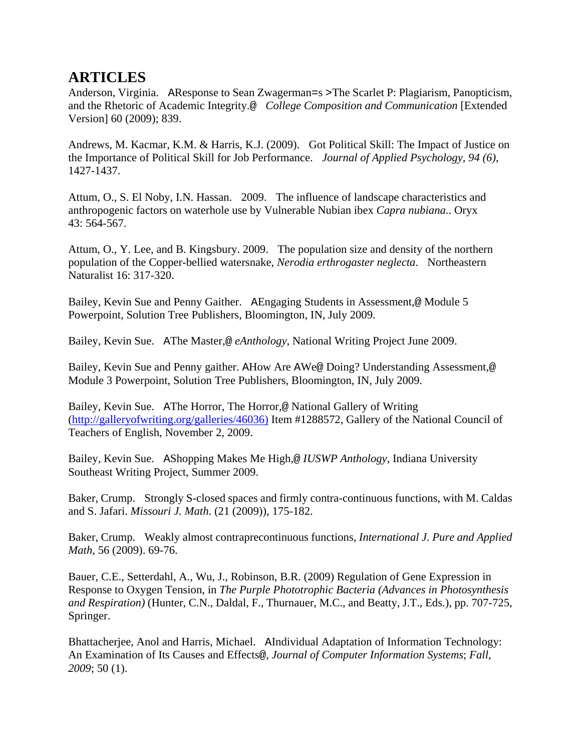# ARTICLES

Anderson, Virginia. AResponse to Sean Zwagerman=s >The Scarlet P: Plagiarism, Panopticism, and the Rhetoric of Academic Integrity.@ *College Composition and Communication* [Extended Version] 60 (2009); 839.

Andrews, M. Kacmar, K.M. & Harris, K.J. (2009). Got Political Skill: The Impact of Justice on the Importance of Political Skill for Job Performance. *Journal of Applied Psychology, 94 (6)*, 1427-1437.

Attum, O., S. El Noby, I.N. Hassan. 2009. The influence of landscape characteristics and anthropogenic factors on waterhole use by Vulnerable Nubian ibex *Capra nubiana.*. Oryx 43: 564-567.

Attum, O., Y. Lee, and B. Kingsbury. 2009. The population size and density of the northern population of the Copper-bellied watersnake, *Nerodia erthrogaster neglecta*. Northeastern Naturalist 16: 317-320.

Bailey, Kevin Sue and Penny Gaither. AEngaging Students in Assessment,@ Module 5 Powerpoint, Solution Tree Publishers, Bloomington, IN, July 2009.

Bailey, Kevin Sue. AThe Master,@ *eAnthology*, National Writing Project June 2009.

Bailey, Kevin Sue and Penny gaither. AHow Are AWe@ Doing? Understanding Assessment,@ Module 3 Powerpoint, Solution Tree Publishers, Bloomington, IN, July 2009.

Bailey, Kevin Sue. AThe Horror, The Horror,@ National Gallery of Writing (http://galleryofwriting.org/galleries/46036) Item #1288572, Gallery of the National Council of Teachers of English, November 2, 2009.

Bailey, Kevin Sue. AShopping Makes Me High,@ *IUSWP Anthology*, Indiana University Southeast Writing Project, Summer 2009.

Baker, Crump. Strongly S-closed spaces and firmly contra-continuous functions, with M. Caldas and S. Jafari. *Missouri J. Math*. (21 (2009)), 175-182.

Baker, Crump. Weakly almost contraprecontinuous functions, *International J. Pure and Applied Math*, 56 (2009). 69-76.

Bauer, C.E., Setterdahl, A., Wu, J., Robinson, B.R. (2009) Regulation of Gene Expression in Response to Oxygen Tension, in *The Purple Phototrophic Bacteria (Advances in Photosynthesis and Respiration)* (Hunter, C.N., Daldal, F., Thurnauer, M.C., and Beatty, J.T., Eds.), pp. 707-725, Springer.

Bhattacherjee, Anol and Harris, Michael. AIndividual Adaptation of Information Technology: An Examination of Its Causes and Effects@, *Journal of Computer Information Systems*; *Fall, 2009*; 50 (1).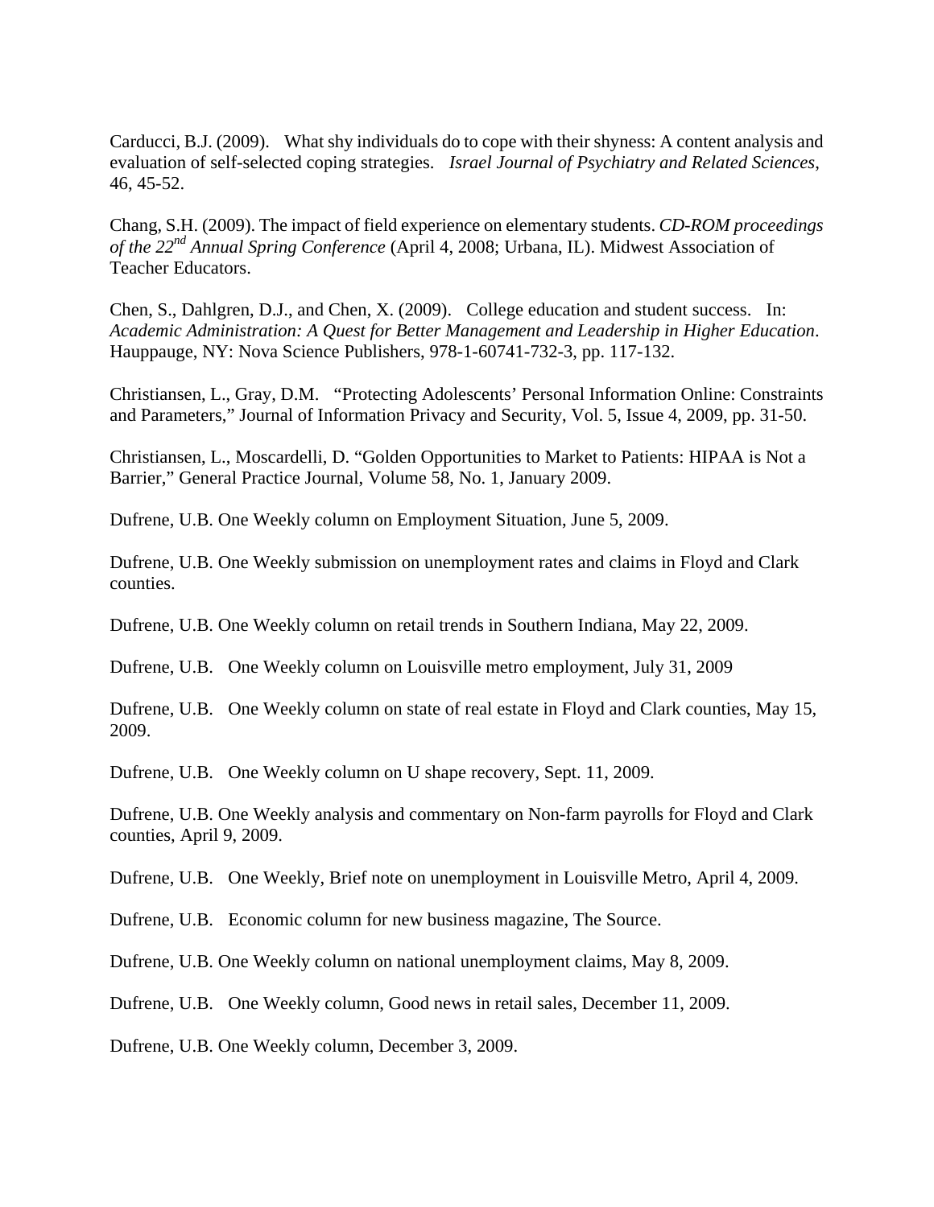Carducci, B.J. (2009). What shy individuals do to cope with their shyness: A content analysis and evaluation of self-selected coping strategies. *Israel Journal of Psychiatry and Related Sciences*, 46, 45-52.

Chang, S.H. (2009). The impact of field experience on elementary students. *CD-ROM proceedings of the 22nd Annual Spring Conference* (April 4, 2008; Urbana, IL). Midwest Association of Teacher Educators.

Chen, S., Dahlgren, D.J., and Chen, X. (2009). College education and student success. In: *Academic Administration: A Quest for Better Management and Leadership in Higher Education*. Hauppauge, NY: Nova Science Publishers, 978-1-60741-732-3, pp. 117-132.

Christiansen, L., Gray, D.M. "Protecting Adolescents' Personal Information Online: Constraints and Parameters," Journal of Information Privacy and Security, Vol. 5, Issue 4, 2009, pp. 31-50.

Christiansen, L., Moscardelli, D. "Golden Opportunities to Market to Patients: HIPAA is Not a Barrier," General Practice Journal, Volume 58, No. 1, January 2009.

Dufrene, U.B. One Weekly column on Employment Situation, June 5, 2009.

Dufrene, U.B. One Weekly submission on unemployment rates and claims in Floyd and Clark counties.

Dufrene, U.B. One Weekly column on retail trends in Southern Indiana, May 22, 2009.

Dufrene, U.B. One Weekly column on Louisville metro employment, July 31, 2009

Dufrene, U.B. One Weekly column on state of real estate in Floyd and Clark counties, May 15, 2009.

Dufrene, U.B. One Weekly column on U shape recovery, Sept. 11, 2009.

Dufrene, U.B. One Weekly analysis and commentary on Non-farm payrolls for Floyd and Clark counties, April 9, 2009.

Dufrene, U.B. One Weekly, Brief note on unemployment in Louisville Metro, April 4, 2009.

Dufrene, U.B. Economic column for new business magazine, The Source.

Dufrene, U.B. One Weekly column on national unemployment claims, May 8, 2009.

Dufrene, U.B. One Weekly column, Good news in retail sales, December 11, 2009.

Dufrene, U.B. One Weekly column, December 3, 2009.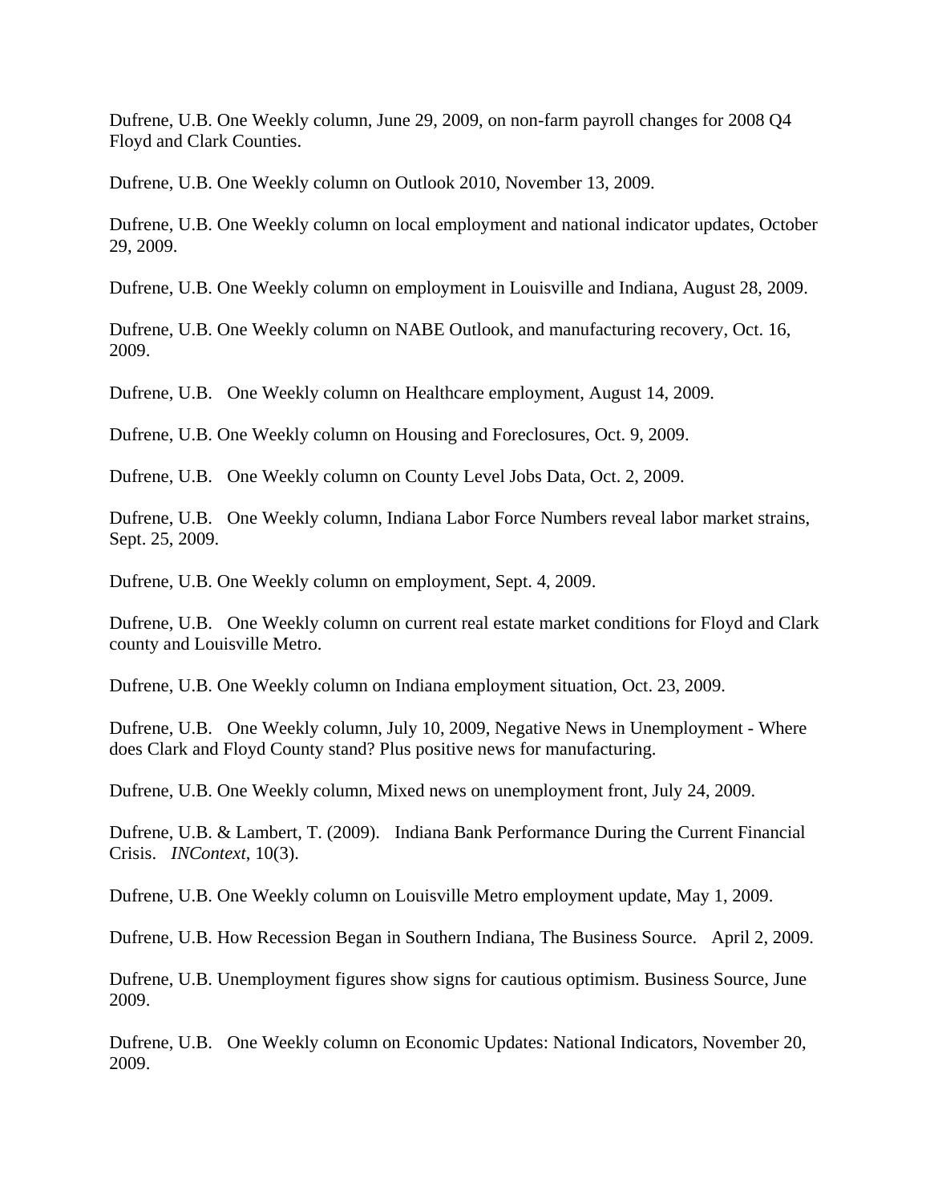Dufrene, U.B. One Weekly column, June 29, 2009, on non-farm payroll changes for 2008 Q4 Floyd and Clark Counties.

Dufrene, U.B. One Weekly column on Outlook 2010, November 13, 2009.

Dufrene, U.B. One Weekly column on local employment and national indicator updates, October 29, 2009.

Dufrene, U.B. One Weekly column on employment in Louisville and Indiana, August 28, 2009.

Dufrene, U.B. One Weekly column on NABE Outlook, and manufacturing recovery, Oct. 16, 2009.

Dufrene, U.B. One Weekly column on Healthcare employment, August 14, 2009.

Dufrene, U.B. One Weekly column on Housing and Foreclosures, Oct. 9, 2009.

Dufrene, U.B. One Weekly column on County Level Jobs Data, Oct. 2, 2009.

Dufrene, U.B. One Weekly column, Indiana Labor Force Numbers reveal labor market strains, Sept. 25, 2009.

Dufrene, U.B. One Weekly column on employment, Sept. 4, 2009.

Dufrene, U.B. One Weekly column on current real estate market conditions for Floyd and Clark county and Louisville Metro.

Dufrene, U.B. One Weekly column on Indiana employment situation, Oct. 23, 2009.

Dufrene, U.B. One Weekly column, July 10, 2009, Negative News in Unemployment - Where does Clark and Floyd County stand? Plus positive news for manufacturing.

Dufrene, U.B. One Weekly column, Mixed news on unemployment front, July 24, 2009.

Dufrene, U.B. & Lambert, T. (2009). Indiana Bank Performance During the Current Financial Crisis. *INContext*, 10(3).

Dufrene, U.B. One Weekly column on Louisville Metro employment update, May 1, 2009.

Dufrene, U.B. How Recession Began in Southern Indiana, The Business Source. April 2, 2009.

Dufrene, U.B. Unemployment figures show signs for cautious optimism. Business Source, June 2009.

Dufrene, U.B. One Weekly column on Economic Updates: National Indicators, November 20, 2009.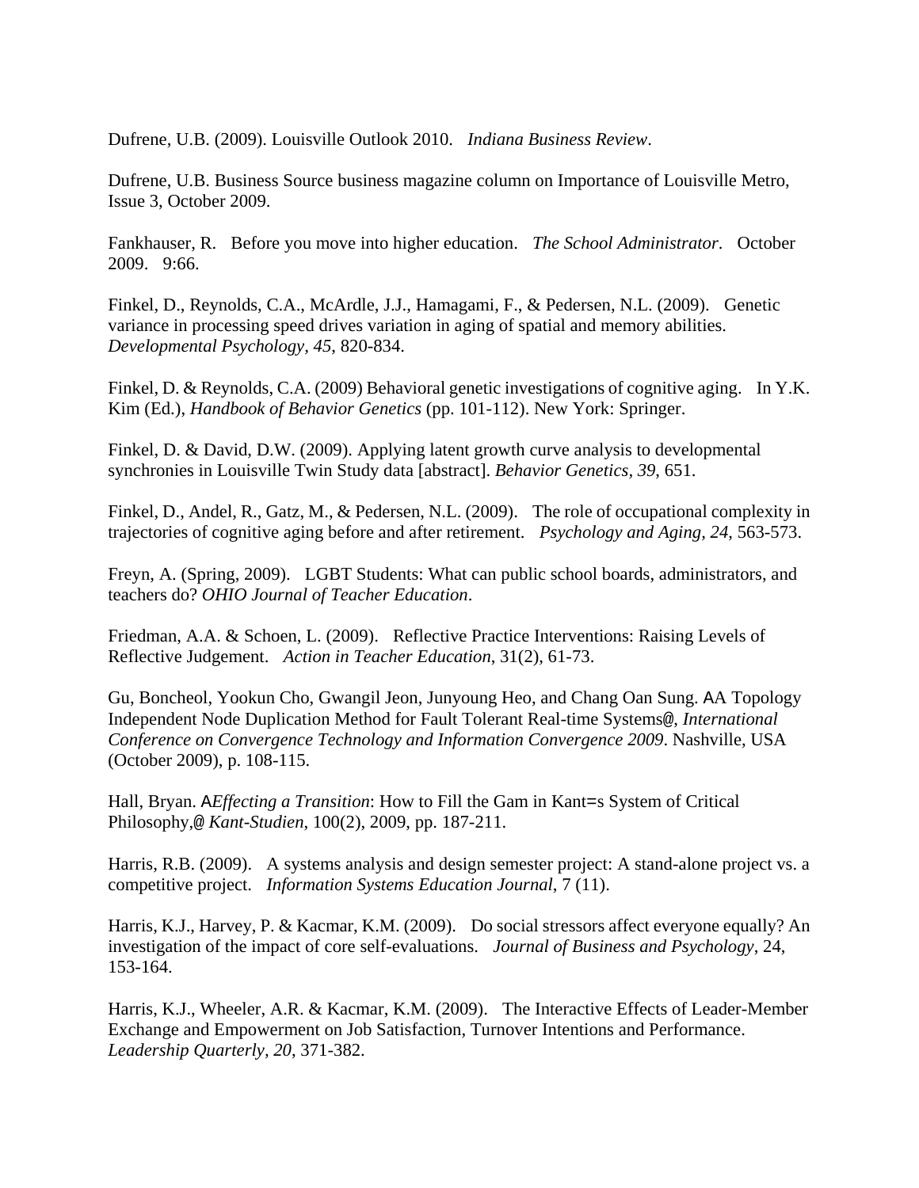Dufrene, U.B. (2009). Louisville Outlook 2010. *Indiana Business Review*.

Dufrene, U.B. Business Source business magazine column on Importance of Louisville Metro, Issue 3, October 2009.

Fankhauser, R. Before you move into higher education. *The School Administrator*. October 2009. 9:66.

Finkel, D., Reynolds, C.A., McArdle, J.J., Hamagami, F., & Pedersen, N.L. (2009). Genetic variance in processing speed drives variation in aging of spatial and memory abilities. *Developmental Psychology, 45*, 820-834.

Finkel, D. & Reynolds, C.A. (2009) Behavioral genetic investigations of cognitive aging. In Y.K. Kim (Ed.), *Handbook of Behavior Genetics* (pp. 101-112). New York: Springer.

Finkel, D. & David, D.W. (2009). Applying latent growth curve analysis to developmental synchronies in Louisville Twin Study data [abstract]. *Behavior Genetics, 39*, 651.

Finkel, D., Andel, R., Gatz, M., & Pedersen, N.L. (2009). The role of occupational complexity in trajectories of cognitive aging before and after retirement. *Psychology and Aging, 24*, 563-573.

Freyn, A. (Spring, 2009). LGBT Students: What can public school boards, administrators, and teachers do? *OHIO Journal of Teacher Education*.

Friedman, A.A. & Schoen, L. (2009). Reflective Practice Interventions: Raising Levels of Reflective Judgement. *Action in Teacher Education*, 31(2), 61-73.

Gu, Boncheol, Yookun Cho, Gwangil Jeon, Junyoung Heo, and Chang Oan Sung. AA Topology Independent Node Duplication Method for Fault Tolerant Real-time Systems@, *International Conference on Convergence Technology and Information Convergence 2009*. Nashville, USA (October 2009), p. 108-115.

Hall, Bryan. A*Effecting a Transition*: How to Fill the Gam in Kant=s System of Critical Philosophy,@ *Kant-Studien*, 100(2), 2009, pp. 187-211.

Harris, R.B. (2009). A systems analysis and design semester project: A stand-alone project vs. a competitive project. *Information Systems Education Journal*, 7 (11).

Harris, K.J., Harvey, P. & Kacmar, K.M. (2009). Do social stressors affect everyone equally? An investigation of the impact of core self-evaluations. *Journal of Business and Psychology*, 24, 153-164.

Harris, K.J., Wheeler, A.R. & Kacmar, K.M. (2009). The Interactive Effects of Leader-Member Exchange and Empowerment on Job Satisfaction, Turnover Intentions and Performance. *Leadership Quarterly, 20*, 371-382.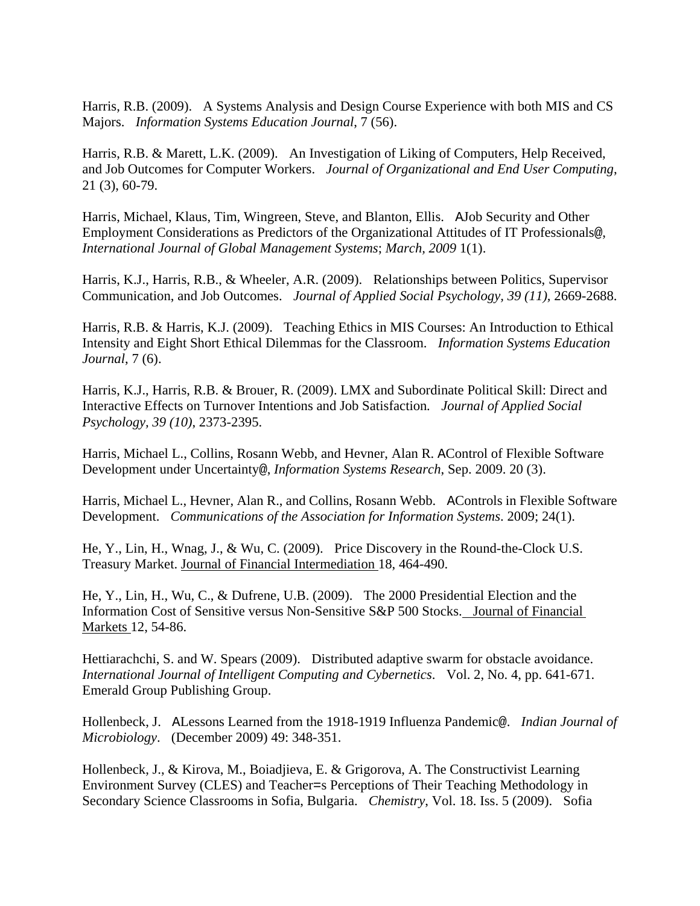Harris, R.B. (2009). A Systems Analysis and Design Course Experience with both MIS and CS Majors. *Information Systems Education Journal*, 7 (56).

Harris, R.B. & Marett, L.K. (2009). An Investigation of Liking of Computers, Help Received, and Job Outcomes for Computer Workers. *Journal of Organizational and End User Computing*, 21 (3), 60-79.

Harris, Michael, Klaus, Tim, Wingreen, Steve, and Blanton, Ellis. AJob Security and Other Employment Considerations as Predictors of the Organizational Attitudes of IT Professionals@, *International Journal of Global Management Systems*; *March, 2009* 1(1).

Harris, K.J., Harris, R.B., & Wheeler, A.R. (2009). Relationships between Politics, Supervisor Communication, and Job Outcomes. *Journal of Applied Social Psychology, 39 (11),* 2669-2688.

Harris, R.B. & Harris, K.J. (2009). Teaching Ethics in MIS Courses: An Introduction to Ethical Intensity and Eight Short Ethical Dilemmas for the Classroom. *Information Systems Education Journal*, 7 (6).

Harris, K.J., Harris, R.B. & Brouer, R. (2009). LMX and Subordinate Political Skill: Direct and Interactive Effects on Turnover Intentions and Job Satisfaction*.* *Journal of Applied Social Psychology, 39 (10)*, 2373-2395.

Harris, Michael L., Collins, Rosann Webb, and Hevner, Alan R. AControl of Flexible Software Development under Uncertainty@, *Information Systems Research*, Sep. 2009. 20 (3).

Harris, Michael L., Hevner, Alan R., and Collins, Rosann Webb. AControls in Flexible Software Development. *Communications of the Association for Information Systems*. 2009; 24(1).

He, Y., Lin, H., Wnag, J., & Wu, C. (2009). Price Discovery in the Round-the-Clock U.S. Treasury Market. Journal of Financial Intermediation 18, 464-490.

He, Y., Lin, H., Wu, C., & Dufrene, U.B. (2009). The 2000 Presidential Election and the Information Cost of Sensitive versus Non-Sensitive S&P 500 Stocks. Journal of Financial Markets 12, 54-86.

Hettiarachchi, S. and W. Spears (2009). Distributed adaptive swarm for obstacle avoidance. *International Journal of Intelligent Computing and Cybernetics*. Vol. 2, No. 4, pp. 641-671. Emerald Group Publishing Group.

Hollenbeck, J. ALessons Learned from the 1918-1919 Influenza Pandemic@. *Indian Journal of Microbiology*. (December 2009) 49: 348-351.

Hollenbeck, J., & Kirova, M., Boiadjieva, E. & Grigorova, A. The Constructivist Learning Environment Survey (CLES) and Teacher=s Perceptions of Their Teaching Methodology in Secondary Science Classrooms in Sofia, Bulgaria. *Chemistry*, Vol. 18. Iss. 5 (2009). Sofia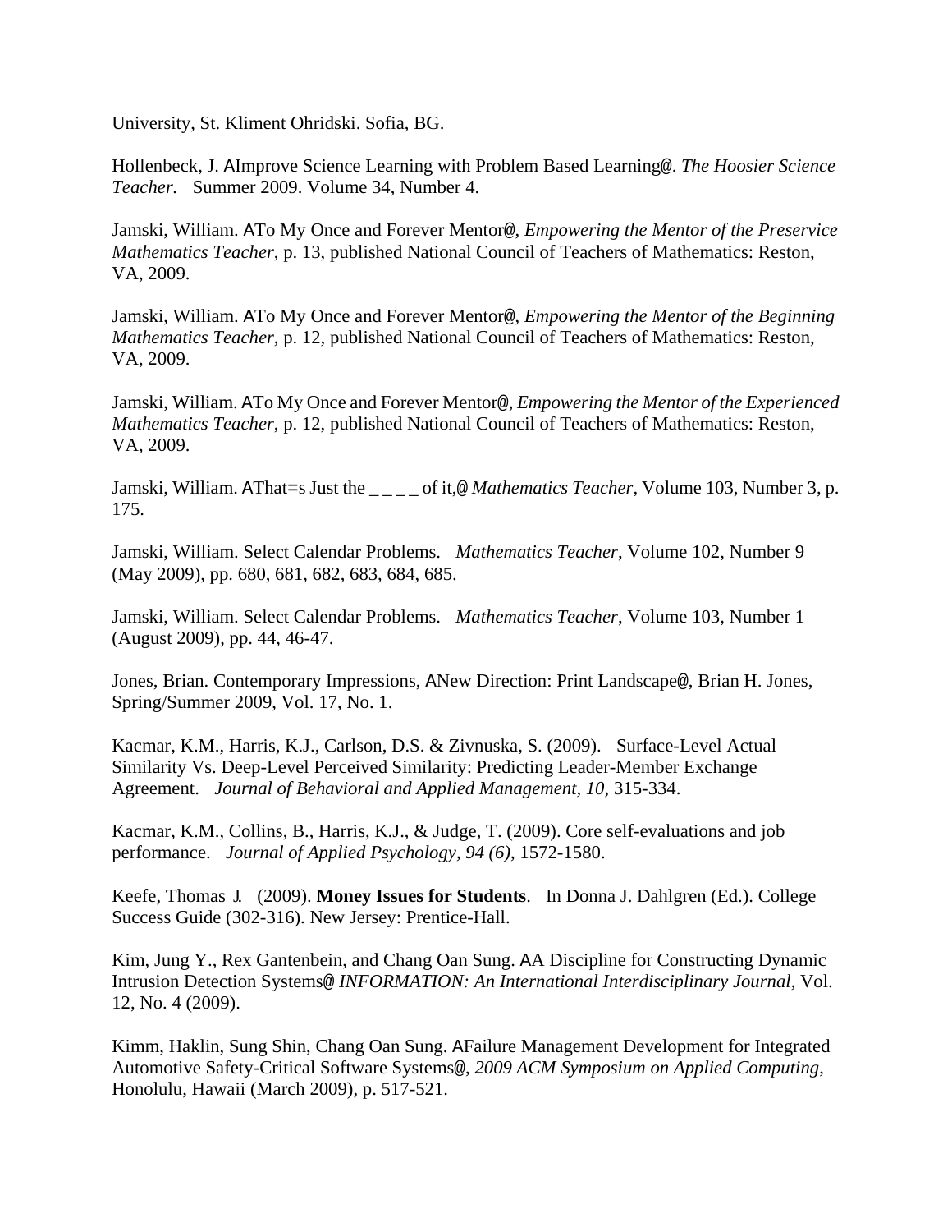University, St. Kliment Ohridski. Sofia, BG.

Hollenbeck, J. AImprove Science Learning with Problem Based Learning@. *The Hoosier Science Teacher.* Summer 2009. Volume 34, Number 4.

Jamski, William. ATo My Once and Forever Mentor@, *Empowering the Mentor of the Preservice Mathematics Teacher,* p. 13, published National Council of Teachers of Mathematics: Reston, VA, 2009.

Jamski, William. ATo My Once and Forever Mentor@, *Empowering the Mentor of the Beginning Mathematics Teacher,* p. 12, published National Council of Teachers of Mathematics: Reston, VA, 2009.

Jamski, William. ATo My Once and Forever Mentor@, *Empowering the Mentor of the Experienced Mathematics Teacher,* p. 12, published National Council of Teachers of Mathematics: Reston, VA, 2009.

Jamski, William. AThat=s Just the _ _ _ _ of it,@ *Mathematics Teacher,* Volume 103, Number 3, p. 175.

Jamski, William. Select Calendar Problems. *Mathematics Teacher,* Volume 102, Number 9 (May 2009), pp. 680, 681, 682, 683, 684, 685.

Jamski, William. Select Calendar Problems. *Mathematics Teacher,* Volume 103, Number 1 (August 2009), pp. 44, 46-47.

Jones, Brian. Contemporary Impressions, ANew Direction: Print Landscape@, Brian H. Jones, Spring/Summer 2009, Vol. 17, No. 1.

Kacmar, K.M., Harris, K.J., Carlson, D.S. & Zivnuska, S. (2009). Surface-Level Actual Similarity Vs. Deep-Level Perceived Similarity: Predicting Leader-Member Exchange Agreement. *Journal of Behavioral and Applied Management, 10*, 315-334.

Kacmar, K.M., Collins, B., Harris, K.J., & Judge, T. (2009). Core self-evaluations and job performance. *Journal of Applied Psychology, 94 (6)*, 1572-1580.

Keefe, Thomas J. (2009). **Money Issues for Students**. In Donna J. Dahlgren (Ed.). College Success Guide (302-316). New Jersey: Prentice-Hall.

Kim, Jung Y., Rex Gantenbein, and Chang Oan Sung. AA Discipline for Constructing Dynamic Intrusion Detection Systems@ *INFORMATION: An International Interdisciplinary Journal*, Vol. 12, No. 4 (2009).

Kimm, Haklin, Sung Shin, Chang Oan Sung. AFailure Management Development for Integrated Automotive Safety-Critical Software Systems@, *2009 ACM Symposium on Applied Computing*, Honolulu, Hawaii (March 2009), p. 517-521.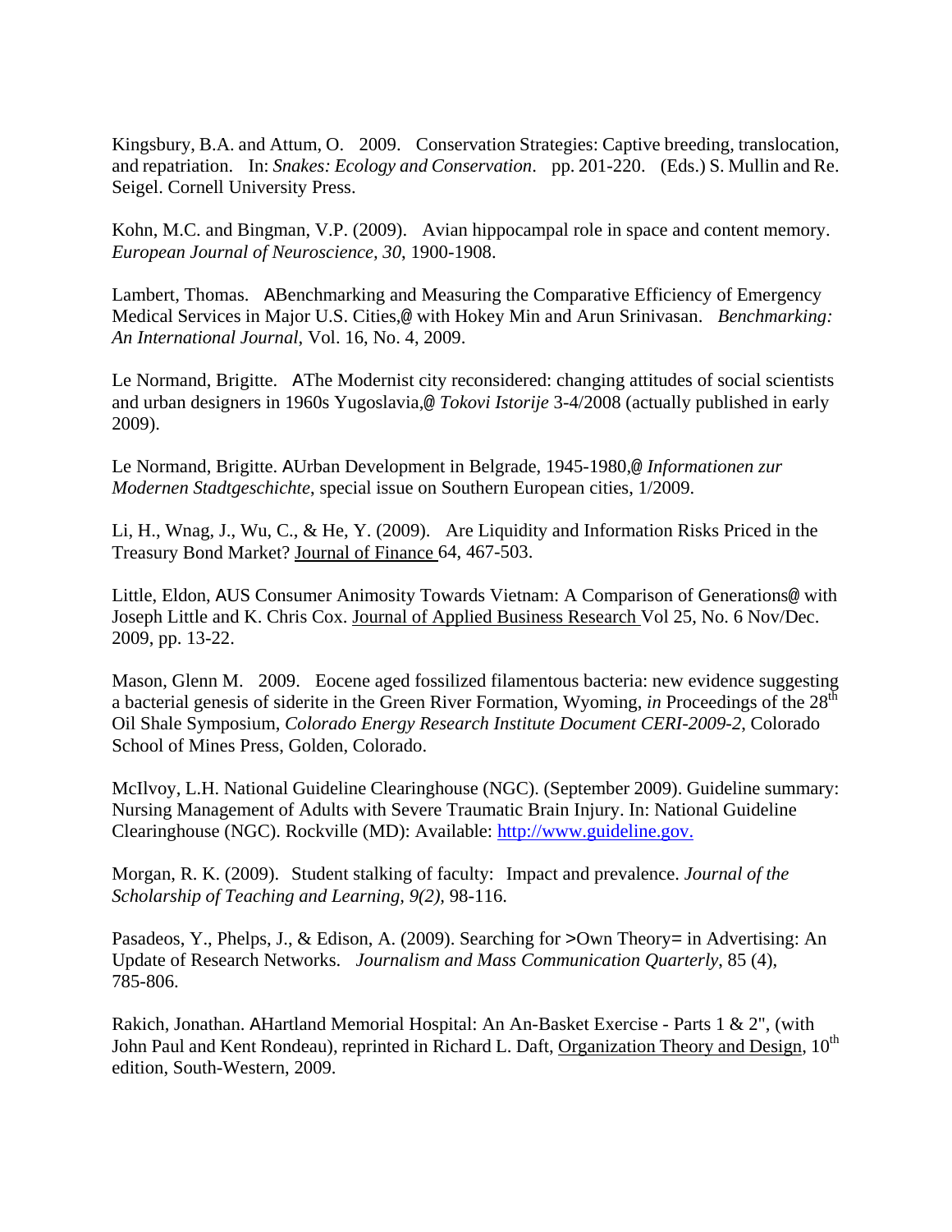Kingsbury, B.A. and Attum, O.  2009.  Conservation Strategies: Captive breeding, translocation, and repatriation.  In: *Snakes: Ecology and Conservation*.  pp. 201-220.  (Eds.) S. Mullin and Re. Seigel. Cornell University Press.

Kohn, M.C. and Bingman, V.P. (2009).  Avian hippocampal role in space and content memory. *European Journal of Neuroscience, 30*, 1900-1908.

Lambert, Thomas.  ABenchmarking and Measuring the Comparative Efficiency of Emergency Medical Services in Major U.S. Cities,@ with Hokey Min and Arun Srinivasan.  *Benchmarking: An International Journal*, Vol. 16, No. 4, 2009.

Le Normand, Brigitte.  AThe Modernist city reconsidered: changing attitudes of social scientists and urban designers in 1960s Yugoslavia,@ *Tokovi Istorije* 3-4/2008 (actually published in early 2009).

Le Normand, Brigitte. AUrban Development in Belgrade, 1945-1980,@ *Informationen zur Modernen Stadtgeschichte*, special issue on Southern European cities, 1/2009.

Li, H., Wnag, J., Wu, C., & He, Y. (2009).  Are Liquidity and Information Risks Priced in the Treasury Bond Market? Journal of Finance 64, 467-503.

Little, Eldon, AUS Consumer Animosity Towards Vietnam: A Comparison of Generations@ with Joseph Little and K. Chris Cox. Journal of Applied Business Research Vol 25, No. 6 Nov/Dec. 2009, pp. 13-22.

Mason, Glenn M.  2009.  Eocene aged fossilized filamentous bacteria: new evidence suggesting a bacterial genesis of siderite in the Green River Formation, Wyoming, *in* Proceedings of the 28th Oil Shale Symposium, *Colorado Energy Research Institute Document CERI-2009-2*, Colorado School of Mines Press, Golden, Colorado.

McIlvoy, L.H. National Guideline Clearinghouse (NGC). (September 2009). Guideline summary: Nursing Management of Adults with Severe Traumatic Brain Injury. In: National Guideline Clearinghouse (NGC). Rockville (MD): Available: http://www.guideline.gov.

Morgan, R. K. (2009).  Student stalking of faculty:  Impact and prevalence. *Journal of the Scholarship of Teaching and Learning, 9(2),* 98-116.

Pasadeos, Y., Phelps, J., & Edison, A. (2009). Searching for >Own Theory= in Advertising: An Update of Research Networks.  *Journalism and Mass Communication Quarterly*, 85 (4), 785-806.

Rakich, Jonathan. AHartland Memorial Hospital: An An-Basket Exercise - Parts 1 & 2", (with John Paul and Kent Rondeau), reprinted in Richard L. Daft, Organization Theory and Design, 10th edition, South-Western, 2009.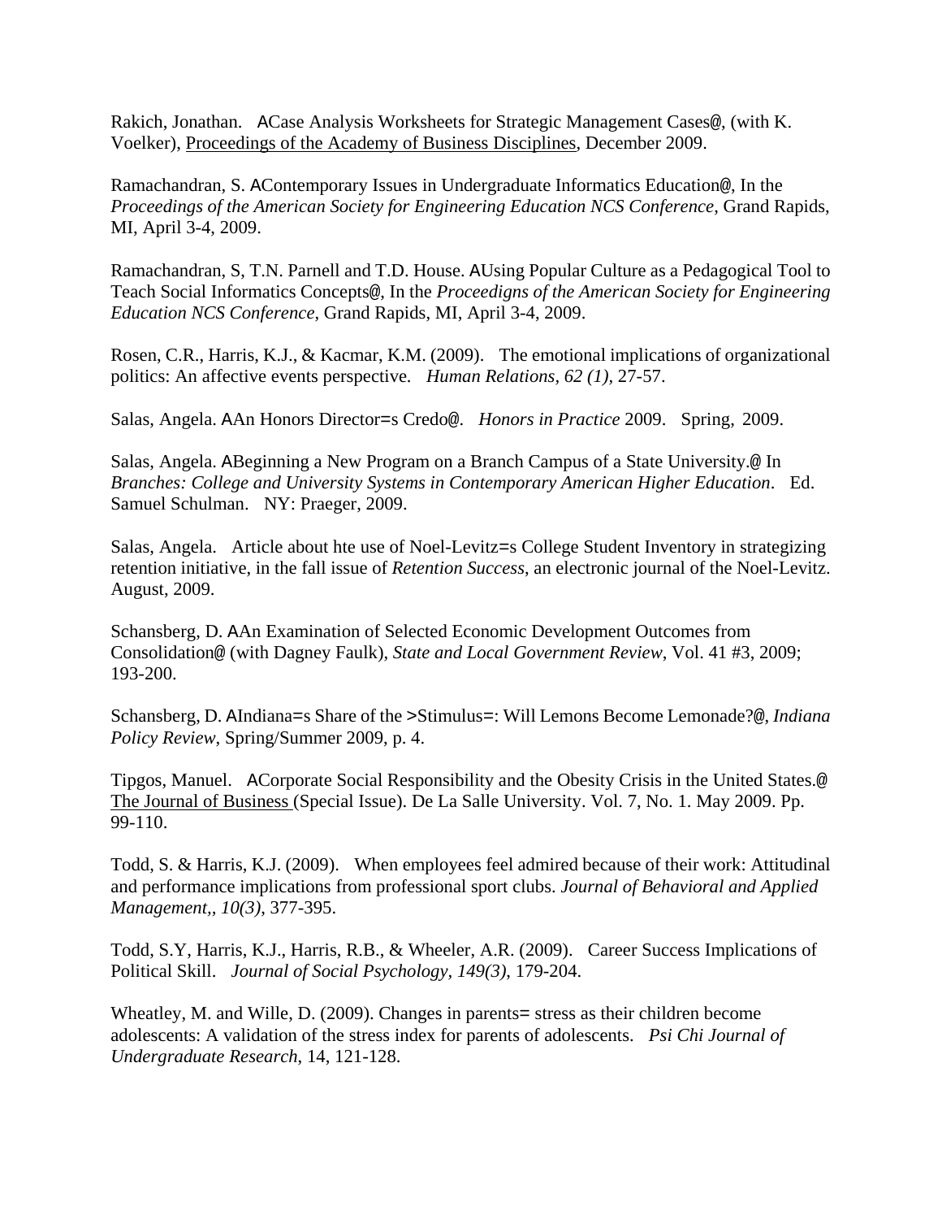Rakich, Jonathan. ACase Analysis Worksheets for Strategic Management Cases@, (with K. Voelker), Proceedings of the Academy of Business Disciplines, December 2009.

Ramachandran, S. AContemporary Issues in Undergraduate Informatics Education@, In the *Proceedings of the American Society for Engineering Education NCS Conference*, Grand Rapids, MI, April 3-4, 2009.

Ramachandran, S, T.N. Parnell and T.D. House. AUsing Popular Culture as a Pedagogical Tool to Teach Social Informatics Concepts@, In the *Proceedigns of the American Society for Engineering Education NCS Conference*, Grand Rapids, MI, April 3-4, 2009.

Rosen, C.R., Harris, K.J., & Kacmar, K.M. (2009). The emotional implications of organizational politics: An affective events perspective. *Human Relations, 62 (1)*, 27-57.

Salas, Angela. AAn Honors Director=s Credo@. *Honors in Practice* 2009. Spring, 2009.

Salas, Angela. ABeginning a New Program on a Branch Campus of a State University.@ In *Branches: College and University Systems in Contemporary American Higher Education*. Ed. Samuel Schulman. NY: Praeger, 2009.

Salas, Angela. Article about hte use of Noel-Levitz=s College Student Inventory in strategizing retention initiative, in the fall issue of *Retention Success*, an electronic journal of the Noel-Levitz. August, 2009.

Schansberg, D. AAn Examination of Selected Economic Development Outcomes from Consolidation@ (with Dagney Faulk), *State and Local Government Review*, Vol. 41 #3, 2009; 193-200.

Schansberg, D. AIndiana=s Share of the >Stimulus=: Will Lemons Become Lemonade?@, *Indiana Policy Review*, Spring/Summer 2009, p. 4.

Tipgos, Manuel. ACorporate Social Responsibility and the Obesity Crisis in the United States.@ The Journal of Business (Special Issue). De La Salle University. Vol. 7, No. 1. May 2009. Pp. 99-110.

Todd, S. & Harris, K.J. (2009). When employees feel admired because of their work: Attitudinal and performance implications from professional sport clubs. *Journal of Behavioral and Applied Management,, 10(3)*, 377-395.

Todd, S.Y, Harris, K.J., Harris, R.B., & Wheeler, A.R. (2009). Career Success Implications of Political Skill. *Journal of Social Psychology, 149(3)*, 179-204.

Wheatley, M. and Wille, D. (2009). Changes in parents= stress as their children become adolescents: A validation of the stress index for parents of adolescents. *Psi Chi Journal of Undergraduate Research*, 14, 121-128.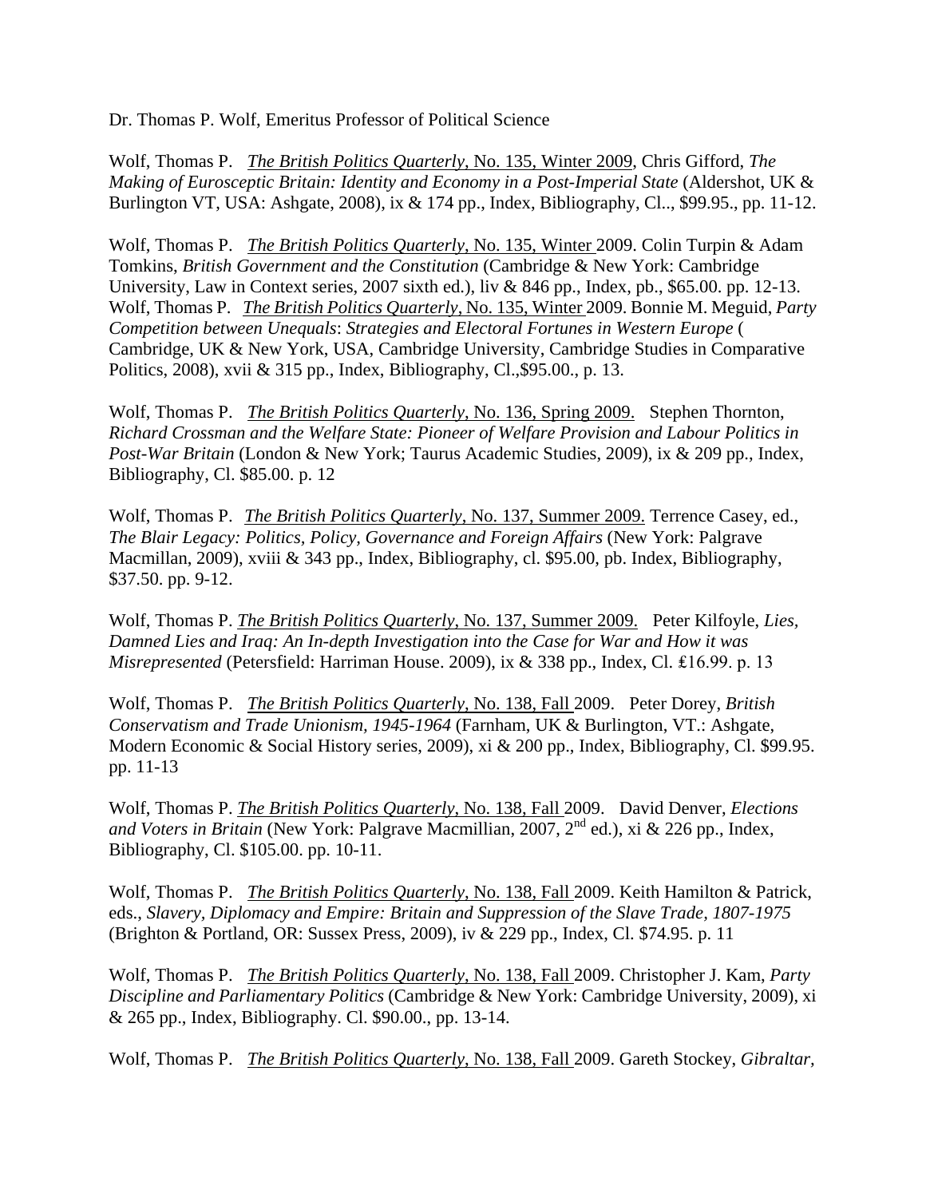Dr. Thomas P. Wolf, Emeritus Professor of Political Science

Wolf, Thomas P. *The British Politics Quarterly*, No. 135, Winter 2009, Chris Gifford, *The Making of Eurosceptic Britain: Identity and Economy in a Post-Imperial State* (Aldershot, UK & Burlington VT, USA: Ashgate, 2008), ix & 174 pp., Index, Bibliography, Cl.., $99.95., pp. 11-12.

Wolf, Thomas P. *The British Politics Quarterly*, No. 135, Winter 2009. Colin Turpin & Adam Tomkins, *British Government and the Constitution* (Cambridge & New York: Cambridge University, Law in Context series, 2007 sixth ed.), liv & 846 pp., Index, pb., $65.00. pp. 12-13.
Wolf, Thomas P. *The British Politics Quarterly*, No. 135, Winter 2009. Bonnie M. Meguid, *Party Competition between Unequals*: *Strategies and Electoral Fortunes in Western Europe* ( Cambridge, UK & New York, USA, Cambridge University, Cambridge Studies in Comparative Politics, 2008), xvii & 315 pp., Index, Bibliography, Cl.,$95.00., p. 13.

Wolf, Thomas P. *The British Politics Quarterly*, No. 136, Spring 2009. Stephen Thornton, *Richard Crossman and the Welfare State: Pioneer of Welfare Provision and Labour Politics in Post-War Britain* (London & New York; Taurus Academic Studies, 2009), ix & 209 pp., Index, Bibliography, Cl. $85.00. p. 12

Wolf, Thomas P. *The British Politics Quarterly*, No. 137, Summer 2009. Terrence Casey, ed., *The Blair Legacy: Politics, Policy, Governance and Foreign Affairs* (New York: Palgrave Macmillan, 2009), xviii & 343 pp., Index, Bibliography, cl. $95.00, pb. Index, Bibliography, $37.50. pp. 9-12.

Wolf, Thomas P. *The British Politics Quarterly*, No. 137, Summer 2009. Peter Kilfoyle, *Lies, Damned Lies and Iraq: An In-depth Investigation into the Case for War and How it was Misrepresented* (Petersfield: Harriman House. 2009), ix & 338 pp., Index, Cl. ₤16.99. p. 13

Wolf, Thomas P. *The British Politics Quarterly*, No. 138, Fall 2009. Peter Dorey, *British Conservatism and Trade Unionism, 1945-1964* (Farnham, UK & Burlington, VT.: Ashgate, Modern Economic & Social History series, 2009), xi & 200 pp., Index, Bibliography, Cl. $99.95. pp. 11-13

Wolf, Thomas P. *The British Politics Quarterly*, No. 138, Fall 2009. David Denver, *Elections and Voters in Britain* (New York: Palgrave Macmillian, 2007, 2nd ed.), xi & 226 pp., Index, Bibliography, Cl. $105.00. pp. 10-11.

Wolf, Thomas P. *The British Politics Quarterly*, No. 138, Fall 2009. Keith Hamilton & Patrick, eds., *Slavery, Diplomacy and Empire: Britain and Suppression of the Slave Trade, 1807-1975* (Brighton & Portland, OR: Sussex Press, 2009), iv & 229 pp., Index, Cl. $74.95. p. 11

Wolf, Thomas P. *The British Politics Quarterly*, No. 138, Fall 2009. Christopher J. Kam, *Party Discipline and Parliamentary Politics* (Cambridge & New York: Cambridge University, 2009), xi & 265 pp., Index, Bibliography. Cl. $90.00., pp. 13-14.

Wolf, Thomas P. *The British Politics Quarterly*, No. 138, Fall 2009. Gareth Stockey, *Gibraltar,*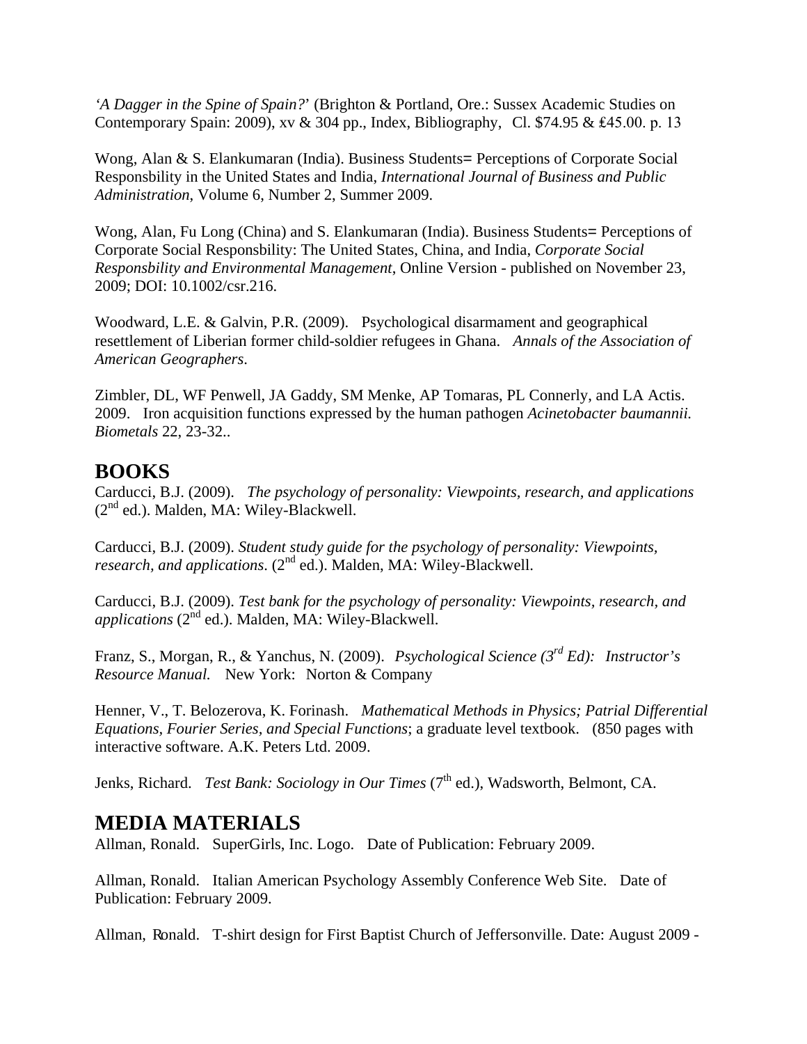*'A Dagger in the Spine of Spain?'* (Brighton & Portland, Ore.: Sussex Academic Studies on Contemporary Spain: 2009), xv & 304 pp., Index, Bibliography, Cl. $74.95 & ₤45.00. p. 13

Wong, Alan & S. Elankumaran (India). Business Students= Perceptions of Corporate Social Responsbility in the United States and India, *International Journal of Business and Public Administration*, Volume 6, Number 2, Summer 2009.

Wong, Alan, Fu Long (China) and S. Elankumaran (India). Business Students= Perceptions of Corporate Social Responsbility: The United States, China, and India, *Corporate Social Responsbility and Environmental Management*, Online Version - published on November 23, 2009; DOI: 10.1002/csr.216.

Woodward, L.E. & Galvin, P.R. (2009). Psychological disarmament and geographical resettlement of Liberian former child-soldier refugees in Ghana. *Annals of the Association of American Geographers*.

Zimbler, DL, WF Penwell, JA Gaddy, SM Menke, AP Tomaras, PL Connerly, and LA Actis. 2009. Iron acquisition functions expressed by the human pathogen *Acinetobacter baumannii. Biometals* 22, 23-32..

## BOOKS

Carducci, B.J. (2009). *The psychology of personality: Viewpoints, research, and applications* (2nd ed.). Malden, MA: Wiley-Blackwell.

Carducci, B.J. (2009). *Student study guide for the psychology of personality: Viewpoints, research, and applications*. (2nd ed.). Malden, MA: Wiley-Blackwell.

Carducci, B.J. (2009). *Test bank for the psychology of personality: Viewpoints, research, and applications* (2nd ed.). Malden, MA: Wiley-Blackwell.

Franz, S., Morgan, R., & Yanchus, N. (2009). *Psychological Science (3rd Ed): Instructor's Resource Manual.* New York: Norton & Company

Henner, V., T. Belozerova, K. Forinash. *Mathematical Methods in Physics; Patrial Differential Equations, Fourier Series, and Special Functions*; a graduate level textbook. (850 pages with interactive software. A.K. Peters Ltd. 2009.

Jenks, Richard. *Test Bank: Sociology in Our Times* (7th ed.), Wadsworth, Belmont, CA.

## MEDIA MATERIALS

Allman, Ronald. SuperGirls, Inc. Logo. Date of Publication: February 2009.

Allman, Ronald. Italian American Psychology Assembly Conference Web Site. Date of Publication: February 2009.

Allman, Ronald. T-shirt design for First Baptist Church of Jeffersonville. Date: August 2009 -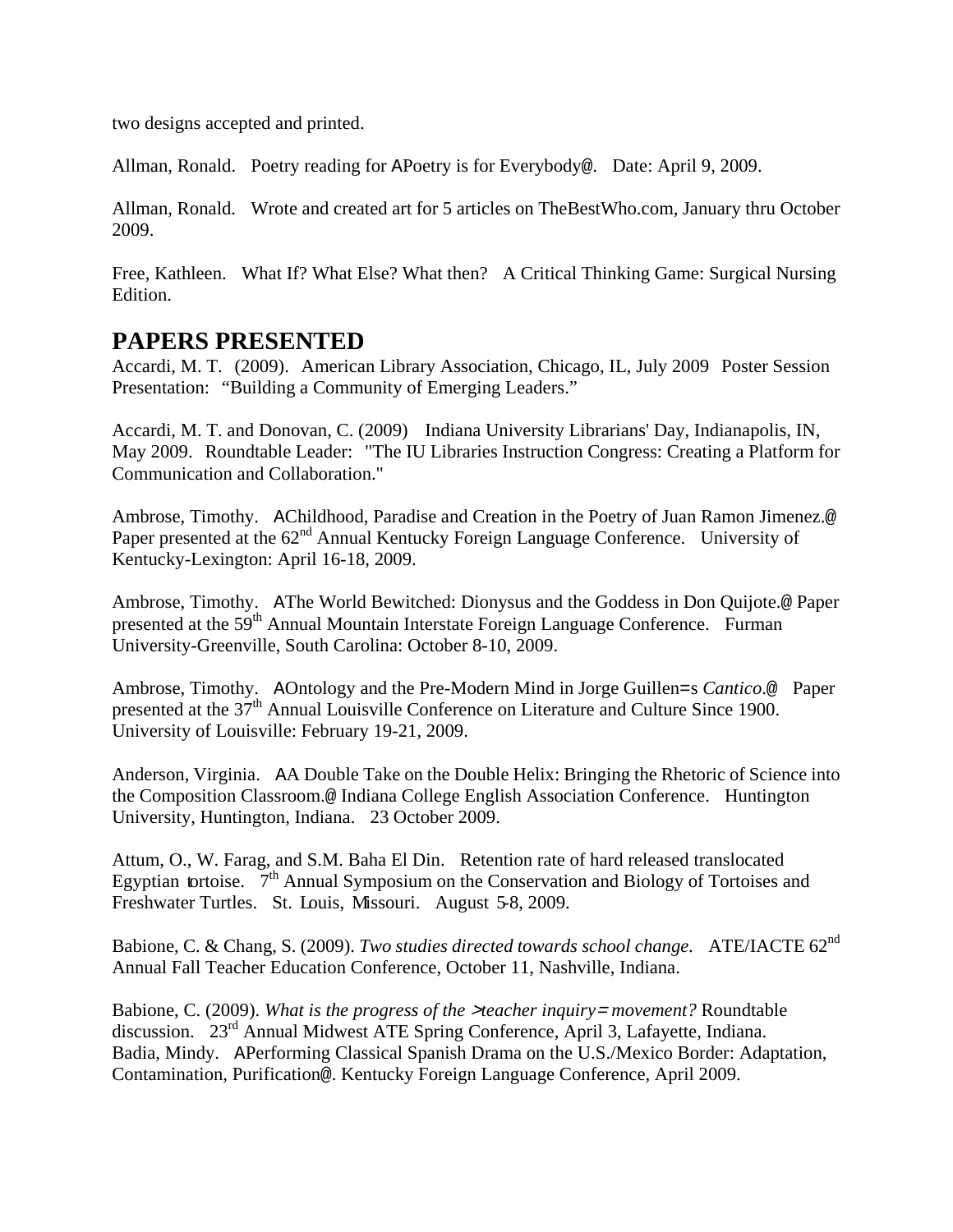two designs accepted and printed.

Allman, Ronald. Poetry reading for APoetry is for Everybody@. Date: April 9, 2009.

Allman, Ronald. Wrote and created art for 5 articles on TheBestWho.com, January thru October 2009.

Free, Kathleen. What If? What Else? What then? A Critical Thinking Game: Surgical Nursing Edition.

## PAPERS PRESENTED

Accardi, M. T. (2009). American Library Association, Chicago, IL, July 2009 Poster Session Presentation: "Building a Community of Emerging Leaders."

Accardi, M. T. and Donovan, C. (2009) Indiana University Librarians' Day, Indianapolis, IN, May 2009. Roundtable Leader: "The IU Libraries Instruction Congress: Creating a Platform for Communication and Collaboration."

Ambrose, Timothy. AChildhood, Paradise and Creation in the Poetry of Juan Ramon Jimenez.@ Paper presented at the 62nd Annual Kentucky Foreign Language Conference. University of Kentucky-Lexington: April 16-18, 2009.

Ambrose, Timothy. AThe World Bewitched: Dionysus and the Goddess in Don Quijote.@ Paper presented at the 59th Annual Mountain Interstate Foreign Language Conference. Furman University-Greenville, South Carolina: October 8-10, 2009.

Ambrose, Timothy. AOntology and the Pre-Modern Mind in Jorge Guillen=s *Cantico*.@ Paper presented at the 37th Annual Louisville Conference on Literature and Culture Since 1900. University of Louisville: February 19-21, 2009.

Anderson, Virginia. AA Double Take on the Double Helix: Bringing the Rhetoric of Science into the Composition Classroom.@ Indiana College English Association Conference. Huntington University, Huntington, Indiana. 23 October 2009.

Attum, O., W. Farag, and S.M. Baha El Din. Retention rate of hard released translocated Egyptian tortoise. 7th Annual Symposium on the Conservation and Biology of Tortoises and Freshwater Turtles. St. Louis, Missouri. August 5-8, 2009.

Babione, C. & Chang, S. (2009). *Two studies directed towards school change.* ATE/IACTE 62nd Annual Fall Teacher Education Conference, October 11, Nashville, Indiana.

Babione, C. (2009). *What is the progress of the >teacher inquiry= movement?* Roundtable discussion. 23rd Annual Midwest ATE Spring Conference, April 3, Lafayette, Indiana.

Badia, Mindy. APerforming Classical Spanish Drama on the U.S./Mexico Border: Adaptation, Contamination, Purification@. Kentucky Foreign Language Conference, April 2009.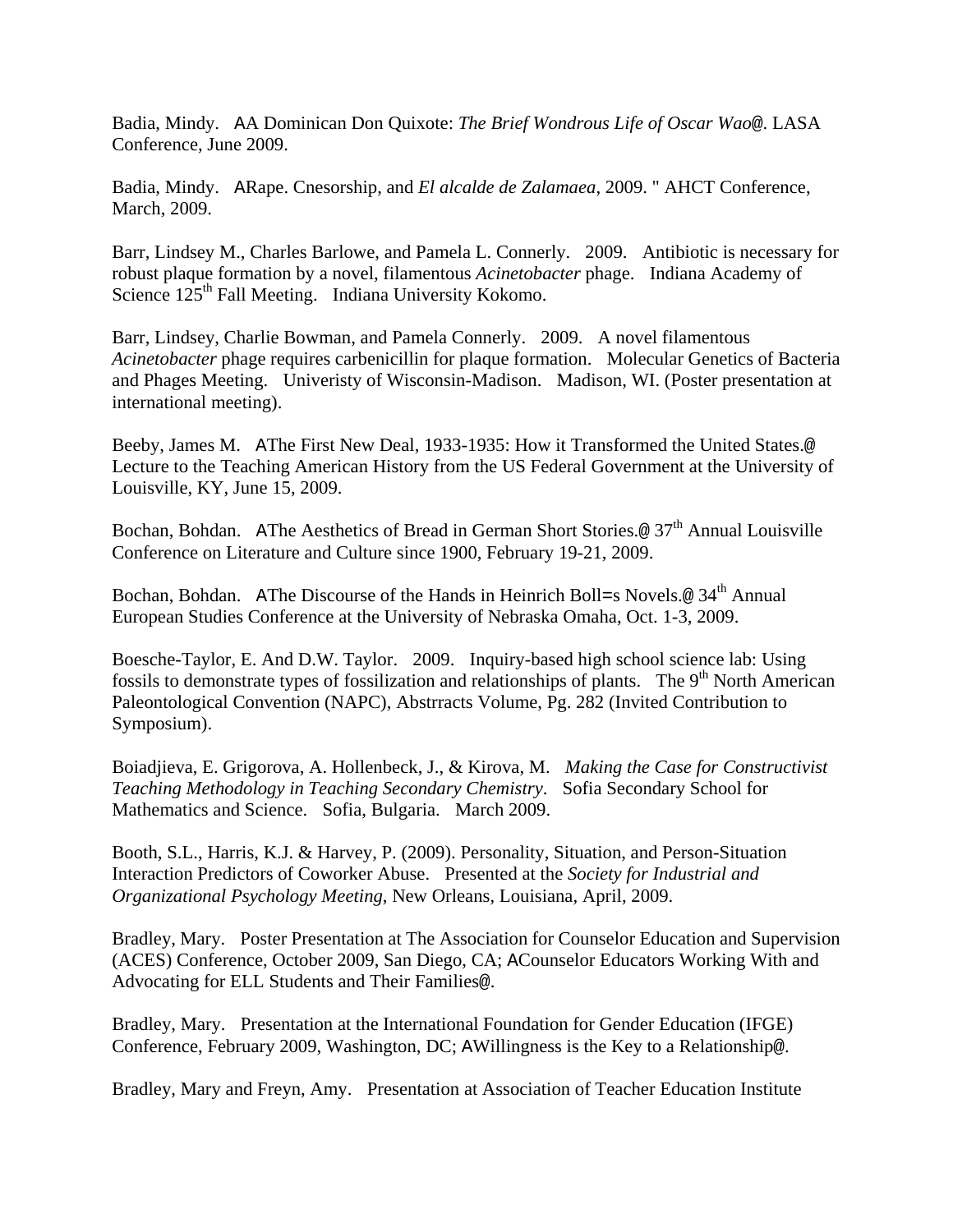Badia, Mindy. AA Dominican Don Quixote: *The Brief Wondrous Life of Oscar Wao*@. LASA Conference, June 2009.

Badia, Mindy. ARape. Cnesorship, and *El alcalde de Zalamaea*, 2009. " AHCT Conference, March, 2009.

Barr, Lindsey M., Charles Barlowe, and Pamela L. Connerly. 2009. Antibiotic is necessary for robust plaque formation by a novel, filamentous *Acinetobacter* phage. Indiana Academy of Science 125th Fall Meeting. Indiana University Kokomo.

Barr, Lindsey, Charlie Bowman, and Pamela Connerly. 2009. A novel filamentous *Acinetobacter* phage requires carbenicillin for plaque formation. Molecular Genetics of Bacteria and Phages Meeting. Univeristy of Wisconsin-Madison. Madison, WI. (Poster presentation at international meeting).

Beeby, James M. AThe First New Deal, 1933-1935: How it Transformed the United States.@ Lecture to the Teaching American History from the US Federal Government at the University of Louisville, KY, June 15, 2009.

Bochan, Bohdan. AThe Aesthetics of Bread in German Short Stories.@ 37th Annual Louisville Conference on Literature and Culture since 1900, February 19-21, 2009.

Bochan, Bohdan. AThe Discourse of the Hands in Heinrich Boll=s Novels.@ 34th Annual European Studies Conference at the University of Nebraska Omaha, Oct. 1-3, 2009.

Boesche-Taylor, E. And D.W. Taylor. 2009. Inquiry-based high school science lab: Using fossils to demonstrate types of fossilization and relationships of plants. The 9th North American Paleontological Convention (NAPC), Abstrracts Volume, Pg. 282 (Invited Contribution to Symposium).

Boiadjieva, E. Grigorova, A. Hollenbeck, J., & Kirova, M. *Making the Case for Constructivist Teaching Methodology in Teaching Secondary Chemistry*. Sofia Secondary School for Mathematics and Science. Sofia, Bulgaria. March 2009.

Booth, S.L., Harris, K.J. & Harvey, P. (2009). Personality, Situation, and Person-Situation Interaction Predictors of Coworker Abuse. Presented at the *Society for Industrial and Organizational Psychology Meeting*, New Orleans, Louisiana, April, 2009.

Bradley, Mary. Poster Presentation at The Association for Counselor Education and Supervision (ACES) Conference, October 2009, San Diego, CA; ACounselor Educators Working With and Advocating for ELL Students and Their Families@.

Bradley, Mary. Presentation at the International Foundation for Gender Education (IFGE) Conference, February 2009, Washington, DC; AWillingness is the Key to a Relationship@.

Bradley, Mary and Freyn, Amy. Presentation at Association of Teacher Education Institute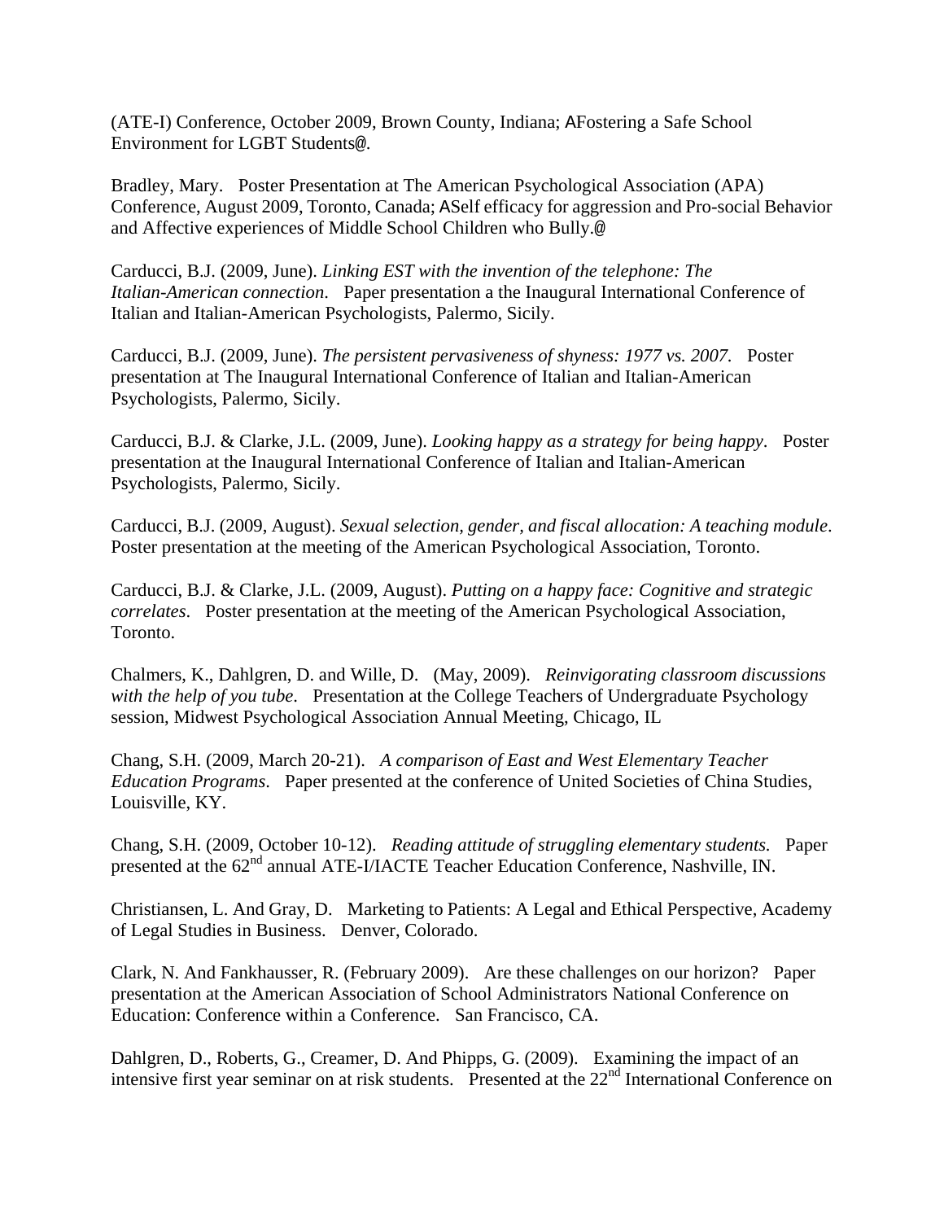(ATE-I) Conference, October 2009, Brown County, Indiana; AFostering a Safe School Environment for LGBT Students@.

Bradley, Mary. Poster Presentation at The American Psychological Association (APA) Conference, August 2009, Toronto, Canada; ASelf efficacy for aggression and Pro-social Behavior and Affective experiences of Middle School Children who Bully.@

Carducci, B.J. (2009, June). *Linking EST with the invention of the telephone: The Italian-American connection*. Paper presentation a the Inaugural International Conference of Italian and Italian-American Psychologists, Palermo, Sicily.

Carducci, B.J. (2009, June). *The persistent pervasiveness of shyness: 1977 vs. 2007*. Poster presentation at The Inaugural International Conference of Italian and Italian-American Psychologists, Palermo, Sicily.

Carducci, B.J. & Clarke, J.L. (2009, June). *Looking happy as a strategy for being happy*. Poster presentation at the Inaugural International Conference of Italian and Italian-American Psychologists, Palermo, Sicily.

Carducci, B.J. (2009, August). *Sexual selection, gender, and fiscal allocation: A teaching module*. Poster presentation at the meeting of the American Psychological Association, Toronto.

Carducci, B.J. & Clarke, J.L. (2009, August). *Putting on a happy face: Cognitive and strategic correlates*. Poster presentation at the meeting of the American Psychological Association, Toronto.

Chalmers, K., Dahlgren, D. and Wille, D. (May, 2009). *Reinvigorating classroom discussions with the help of you tube*. Presentation at the College Teachers of Undergraduate Psychology session, Midwest Psychological Association Annual Meeting, Chicago, IL

Chang, S.H. (2009, March 20-21). *A comparison of East and West Elementary Teacher Education Programs*. Paper presented at the conference of United Societies of China Studies, Louisville, KY.

Chang, S.H. (2009, October 10-12). *Reading attitude of struggling elementary students.* Paper presented at the 62nd annual ATE-I/IACTE Teacher Education Conference, Nashville, IN.

Christiansen, L. And Gray, D. Marketing to Patients: A Legal and Ethical Perspective, Academy of Legal Studies in Business. Denver, Colorado.

Clark, N. And Fankhausser, R. (February 2009). Are these challenges on our horizon? Paper presentation at the American Association of School Administrators National Conference on Education: Conference within a Conference. San Francisco, CA.

Dahlgren, D., Roberts, G., Creamer, D. And Phipps, G. (2009). Examining the impact of an intensive first year seminar on at risk students. Presented at the 22nd International Conference on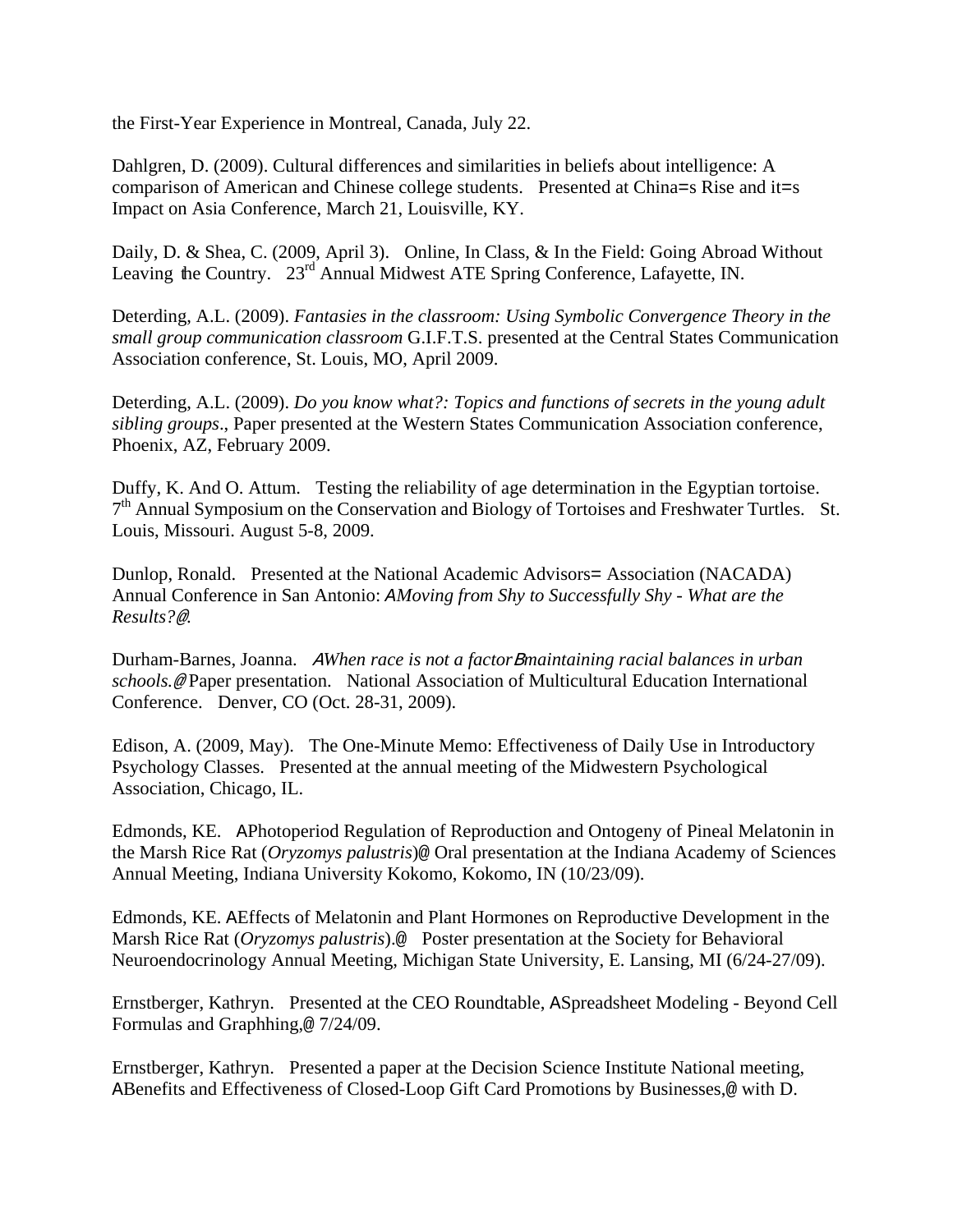the First-Year Experience in Montreal, Canada, July 22.

Dahlgren, D. (2009). Cultural differences and similarities in beliefs about intelligence: A comparison of American and Chinese college students. Presented at China=s Rise and it=s Impact on Asia Conference, March 21, Louisville, KY.

Daily, D. & Shea, C. (2009, April 3). Online, In Class, & In the Field: Going Abroad Without Leaving the Country. 23rd Annual Midwest ATE Spring Conference, Lafayette, IN.

Deterding, A.L. (2009). *Fantasies in the classroom: Using Symbolic Convergence Theory in the small group communication classroom* G.I.F.T.S. presented at the Central States Communication Association conference, St. Louis, MO, April 2009.

Deterding, A.L. (2009). *Do you know what?: Topics and functions of secrets in the young adult sibling groups*., Paper presented at the Western States Communication Association conference, Phoenix, AZ, February 2009.

Duffy, K. And O. Attum. Testing the reliability of age determination in the Egyptian tortoise. 7th Annual Symposium on the Conservation and Biology of Tortoises and Freshwater Turtles. St. Louis, Missouri. August 5-8, 2009.

Dunlop, Ronald. Presented at the National Academic Advisors= Association (NACADA) Annual Conference in San Antonio: *AMoving from Shy to Successfully Shy - What are the Results?@*.

Durham-Barnes, Joanna. *AWhen race is not a factorBmaintaining racial balances in urban schools.@* Paper presentation. National Association of Multicultural Education International Conference. Denver, CO (Oct. 28-31, 2009).

Edison, A. (2009, May). The One-Minute Memo: Effectiveness of Daily Use in Introductory Psychology Classes. Presented at the annual meeting of the Midwestern Psychological Association, Chicago, IL.

Edmonds, KE. APhotoperiod Regulation of Reproduction and Ontogeny of Pineal Melatonin in the Marsh Rice Rat (*Oryzomys palustris*)@ Oral presentation at the Indiana Academy of Sciences Annual Meeting, Indiana University Kokomo, Kokomo, IN (10/23/09).

Edmonds, KE. AEffects of Melatonin and Plant Hormones on Reproductive Development in the Marsh Rice Rat (*Oryzomys palustris*).@ Poster presentation at the Society for Behavioral Neuroendocrinology Annual Meeting, Michigan State University, E. Lansing, MI (6/24-27/09).

Ernstberger, Kathryn. Presented at the CEO Roundtable, ASpreadsheet Modeling - Beyond Cell Formulas and Graphhing,@ 7/24/09.

Ernstberger, Kathryn. Presented a paper at the Decision Science Institute National meeting, ABenefits and Effectiveness of Closed-Loop Gift Card Promotions by Businesses,@ with D.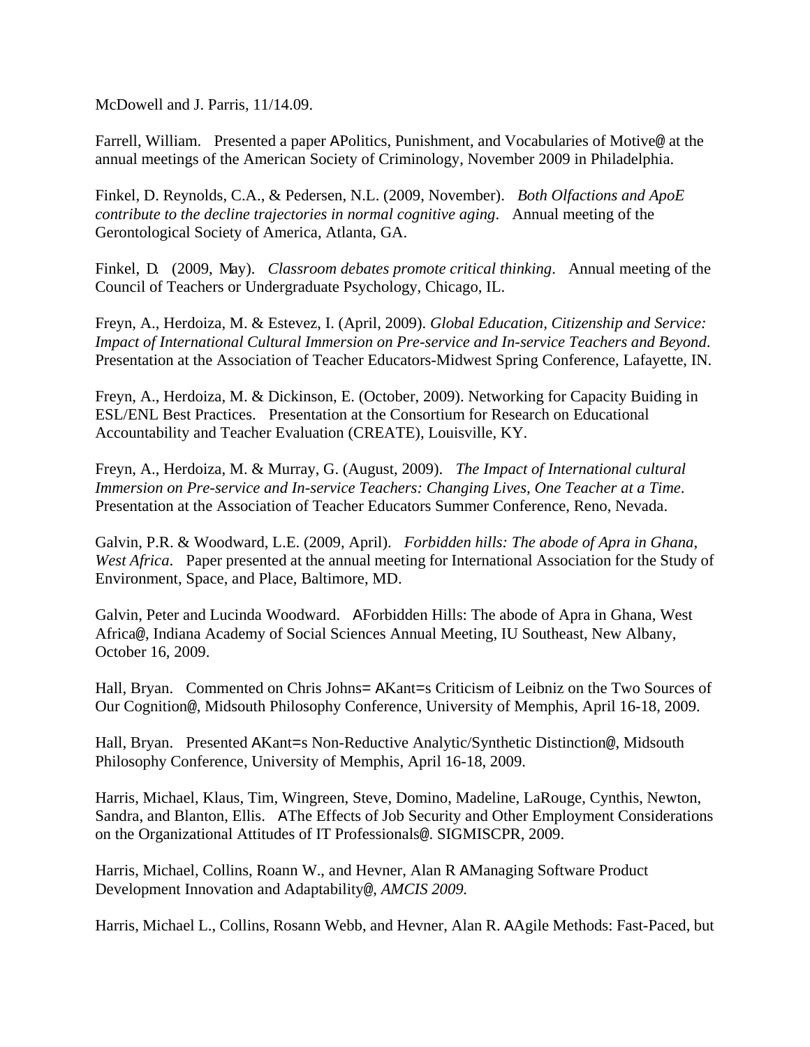McDowell and J. Parris, 11/14.09.

Farrell, William. Presented a paper APolitics, Punishment, and Vocabularies of Motive@ at the annual meetings of the American Society of Criminology, November 2009 in Philadelphia.

Finkel, D. Reynolds, C.A., & Pedersen, N.L. (2009, November). *Both Olfactions and ApoE contribute to the decline trajectories in normal cognitive aging*. Annual meeting of the Gerontological Society of America, Atlanta, GA.

Finkel, D. (2009, May). *Classroom debates promote critical thinking*. Annual meeting of the Council of Teachers or Undergraduate Psychology, Chicago, IL.

Freyn, A., Herdoiza, M. & Estevez, I. (April, 2009). *Global Education, Citizenship and Service: Impact of International Cultural Immersion on Pre-service and In-service Teachers and Beyond*. Presentation at the Association of Teacher Educators-Midwest Spring Conference, Lafayette, IN.

Freyn, A., Herdoiza, M. & Dickinson, E. (October, 2009). Networking for Capacity Buiding in ESL/ENL Best Practices. Presentation at the Consortium for Research on Educational Accountability and Teacher Evaluation (CREATE), Louisville, KY.

Freyn, A., Herdoiza, M. & Murray, G. (August, 2009). *The Impact of International cultural Immersion on Pre-service and In-service Teachers: Changing Lives, One Teacher at a Time*. Presentation at the Association of Teacher Educators Summer Conference, Reno, Nevada.

Galvin, P.R. & Woodward, L.E. (2009, April). *Forbidden hills: The abode of Apra in Ghana, West Africa*. Paper presented at the annual meeting for International Association for the Study of Environment, Space, and Place, Baltimore, MD.

Galvin, Peter and Lucinda Woodward. AForbidden Hills: The abode of Apra in Ghana, West Africa@, Indiana Academy of Social Sciences Annual Meeting, IU Southeast, New Albany, October 16, 2009.

Hall, Bryan. Commented on Chris Johns= AKant=s Criticism of Leibniz on the Two Sources of Our Cognition@, Midsouth Philosophy Conference, University of Memphis, April 16-18, 2009.

Hall, Bryan. Presented AKant=s Non-Reductive Analytic/Synthetic Distinction@, Midsouth Philosophy Conference, University of Memphis, April 16-18, 2009.

Harris, Michael, Klaus, Tim, Wingreen, Steve, Domino, Madeline, LaRouge, Cynthis, Newton, Sandra, and Blanton, Ellis. AThe Effects of Job Security and Other Employment Considerations on the Organizational Attitudes of IT Professionals@. SIGMISCPR, 2009.

Harris, Michael, Collins, Roann W., and Hevner, Alan R AManaging Software Product Development Innovation and Adaptability@, *AMCIS 2009.*

Harris, Michael L., Collins, Rosann Webb, and Hevner, Alan R. AAgile Methods: Fast-Paced, but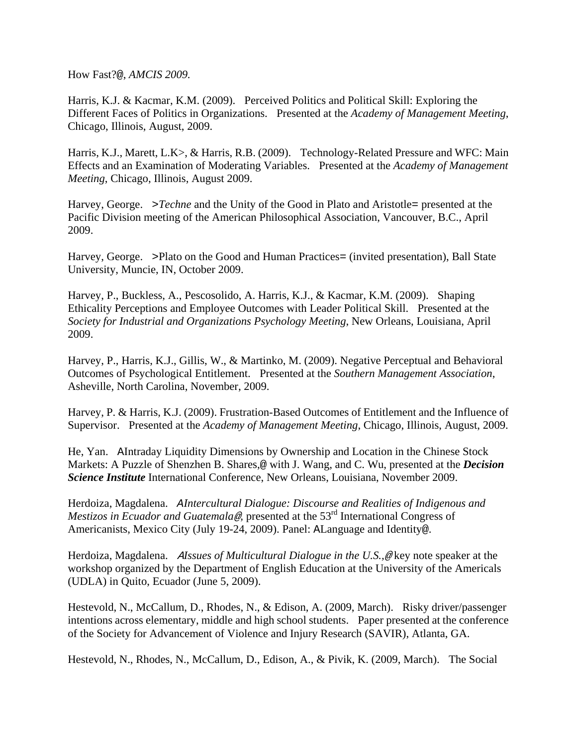How Fast?@, *AMCIS 2009.*

Harris, K.J. & Kacmar, K.M. (2009). Perceived Politics and Political Skill: Exploring the Different Faces of Politics in Organizations. Presented at the *Academy of Management Meeting*, Chicago, Illinois, August, 2009.

Harris, K.J., Marett, L.K>, & Harris, R.B. (2009). Technology-Related Pressure and WFC: Main Effects and an Examination of Moderating Variables. Presented at the *Academy of Management Meeting*, Chicago, Illinois, August 2009.

Harvey, George. >*Techne* and the Unity of the Good in Plato and Aristotle= presented at the Pacific Division meeting of the American Philosophical Association, Vancouver, B.C., April 2009.

Harvey, George. >Plato on the Good and Human Practices= (invited presentation), Ball State University, Muncie, IN, October 2009.

Harvey, P., Buckless, A., Pescosolido, A. Harris, K.J., & Kacmar, K.M. (2009). Shaping Ethicality Perceptions and Employee Outcomes with Leader Political Skill. Presented at the *Society for Industrial and Organizations Psychology Meeting*, New Orleans, Louisiana, April 2009.

Harvey, P., Harris, K.J., Gillis, W., & Martinko, M. (2009). Negative Perceptual and Behavioral Outcomes of Psychological Entitlement. Presented at the *Southern Management Association*, Asheville, North Carolina, November, 2009.

Harvey, P. & Harris, K.J. (2009). Frustration-Based Outcomes of Entitlement and the Influence of Supervisor. Presented at the *Academy of Management Meeting*, Chicago, Illinois, August, 2009.

He, Yan. AIntraday Liquidity Dimensions by Ownership and Location in the Chinese Stock Markets: A Puzzle of Shenzhen B. Shares,@ with J. Wang, and C. Wu, presented at the ***Decision Science Institute*** International Conference, New Orleans, Louisiana, November 2009.

Herdoiza, Magdalena. *AIntercultural Dialogue: Discourse and Realities of Indigenous and Mestizos in Ecuador and Guatemala@*, presented at the 53rd International Congress of Americanists, Mexico City (July 19-24, 2009). Panel: ALanguage and Identity@.

Herdoiza, Magdalena. *AIssues of Multicultural Dialogue in the U.S.,@* key note speaker at the workshop organized by the Department of English Education at the University of the Americals (UDLA) in Quito, Ecuador (June 5, 2009).

Hestevold, N., McCallum, D., Rhodes, N., & Edison, A. (2009, March). Risky driver/passenger intentions across elementary, middle and high school students. Paper presented at the conference of the Society for Advancement of Violence and Injury Research (SAVIR), Atlanta, GA.

Hestevold, N., Rhodes, N., McCallum, D., Edison, A., & Pivik, K. (2009, March). The Social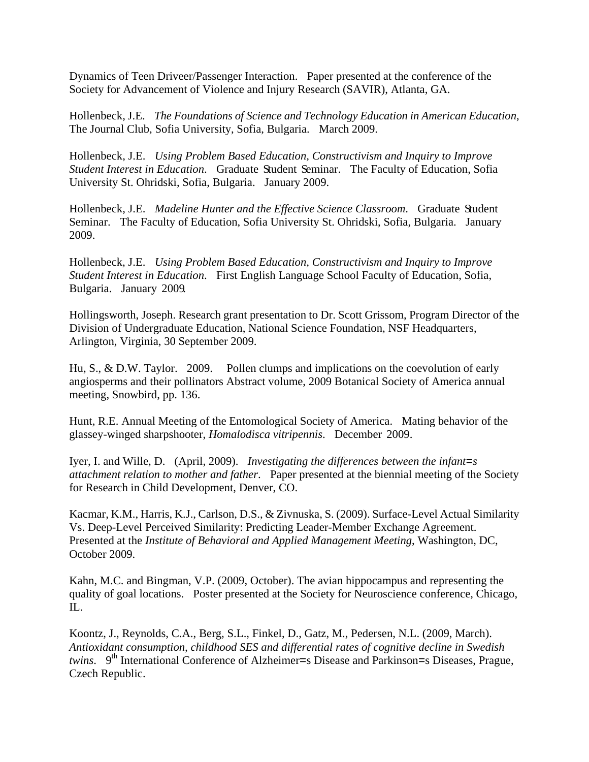Dynamics of Teen Driveer/Passenger Interaction. Paper presented at the conference of the Society for Advancement of Violence and Injury Research (SAVIR), Atlanta, GA.

Hollenbeck, J.E. *The Foundations of Science and Technology Education in American Education*, The Journal Club, Sofia University, Sofia, Bulgaria. March 2009.

Hollenbeck, J.E. *Using Problem Based Education, Constructivism and Inquiry to Improve Student Interest in Education*. Graduate Student Seminar. The Faculty of Education, Sofia University St. Ohridski, Sofia, Bulgaria. January 2009.

Hollenbeck, J.E. *Madeline Hunter and the Effective Science Classroom*. Graduate Student Seminar. The Faculty of Education, Sofia University St. Ohridski, Sofia, Bulgaria. January 2009.

Hollenbeck, J.E. *Using Problem Based Education, Constructivism and Inquiry to Improve Student Interest in Education*. First English Language School Faculty of Education, Sofia, Bulgaria. January 2009.

Hollingsworth, Joseph. Research grant presentation to Dr. Scott Grissom, Program Director of the Division of Undergraduate Education, National Science Foundation, NSF Headquarters, Arlington, Virginia, 30 September 2009.

Hu, S., & D.W. Taylor. 2009. Pollen clumps and implications on the coevolution of early angiosperms and their pollinators Abstract volume, 2009 Botanical Society of America annual meeting, Snowbird, pp. 136.

Hunt, R.E. Annual Meeting of the Entomological Society of America. Mating behavior of the glassey-winged sharpshooter, *Homalodisca vitripennis*. December 2009.

Iyer, I. and Wille, D. (April, 2009). *Investigating the differences between the infant=s attachment relation to mother and father*. Paper presented at the biennial meeting of the Society for Research in Child Development, Denver, CO.

Kacmar, K.M., Harris, K.J., Carlson, D.S., & Zivnuska, S. (2009). Surface-Level Actual Similarity Vs. Deep-Level Perceived Similarity: Predicting Leader-Member Exchange Agreement. Presented at the *Institute of Behavioral and Applied Management Meeting*, Washington, DC, October 2009.

Kahn, M.C. and Bingman, V.P. (2009, October). The avian hippocampus and representing the quality of goal locations. Poster presented at the Society for Neuroscience conference, Chicago, IL.

Koontz, J., Reynolds, C.A., Berg, S.L., Finkel, D., Gatz, M., Pedersen, N.L. (2009, March). *Antioxidant consumption, childhood SES and differential rates of cognitive decline in Swedish twins*. 9th International Conference of Alzheimer=s Disease and Parkinson=s Diseases, Prague, Czech Republic.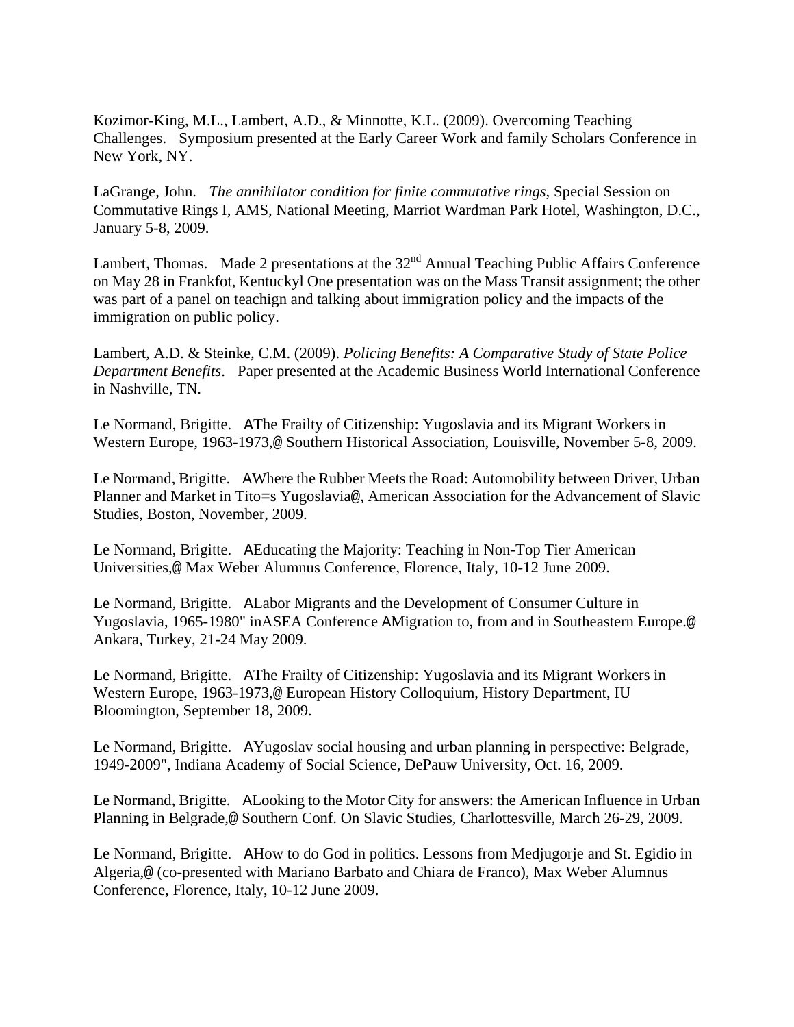Kozimor-King, M.L., Lambert, A.D., & Minnotte, K.L. (2009). Overcoming Teaching Challenges. Symposium presented at the Early Career Work and family Scholars Conference in New York, NY.

LaGrange, John. *The annihilator condition for finite commutative rings*, Special Session on Commutative Rings I, AMS, National Meeting, Marriot Wardman Park Hotel, Washington, D.C., January 5-8, 2009.

Lambert, Thomas. Made 2 presentations at the 32nd Annual Teaching Public Affairs Conference on May 28 in Frankfot, Kentuckyl One presentation was on the Mass Transit assignment; the other was part of a panel on teachign and talking about immigration policy and the impacts of the immigration on public policy.

Lambert, A.D. & Steinke, C.M. (2009). *Policing Benefits: A Comparative Study of State Police Department Benefits*. Paper presented at the Academic Business World International Conference in Nashville, TN.

Le Normand, Brigitte. AThe Frailty of Citizenship: Yugoslavia and its Migrant Workers in Western Europe, 1963-1973,@ Southern Historical Association, Louisville, November 5-8, 2009.

Le Normand, Brigitte. AWhere the Rubber Meets the Road: Automobility between Driver, Urban Planner and Market in Tito=s Yugoslavia@, American Association for the Advancement of Slavic Studies, Boston, November, 2009.

Le Normand, Brigitte. AEducating the Majority: Teaching in Non-Top Tier American Universities,@ Max Weber Alumnus Conference, Florence, Italy, 10-12 June 2009.

Le Normand, Brigitte. ALabor Migrants and the Development of Consumer Culture in Yugoslavia, 1965-1980" inASEA Conference AMigration to, from and in Southeastern Europe.@ Ankara, Turkey, 21-24 May 2009.

Le Normand, Brigitte. AThe Frailty of Citizenship: Yugoslavia and its Migrant Workers in Western Europe, 1963-1973,@ European History Colloquium, History Department, IU Bloomington, September 18, 2009.

Le Normand, Brigitte. AYugoslav social housing and urban planning in perspective: Belgrade, 1949-2009", Indiana Academy of Social Science, DePauw University, Oct. 16, 2009.

Le Normand, Brigitte. ALooking to the Motor City for answers: the American Influence in Urban Planning in Belgrade,@ Southern Conf. On Slavic Studies, Charlottesville, March 26-29, 2009.

Le Normand, Brigitte. AHow to do God in politics. Lessons from Medjugorje and St. Egidio in Algeria,@ (co-presented with Mariano Barbato and Chiara de Franco), Max Weber Alumnus Conference, Florence, Italy, 10-12 June 2009.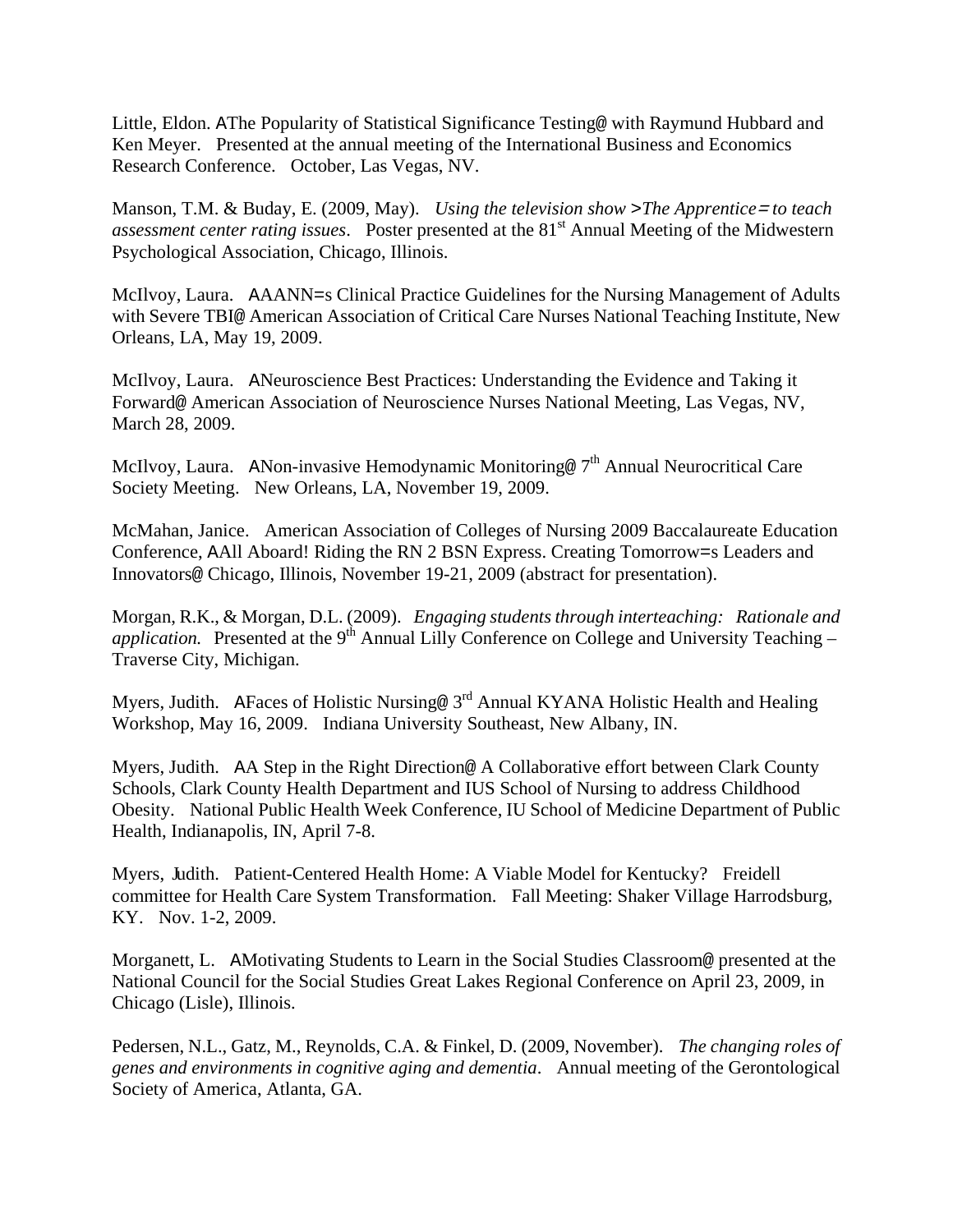Little, Eldon. AThe Popularity of Statistical Significance Testing@ with Raymund Hubbard and Ken Meyer. Presented at the annual meeting of the International Business and Economics Research Conference. October, Las Vegas, NV.

Manson, T.M. & Buday, E. (2009, May). *Using the television show >The Apprentice= to teach assessment center rating issues*. Poster presented at the 81st Annual Meeting of the Midwestern Psychological Association, Chicago, Illinois.

McIlvoy, Laura. AAANN=s Clinical Practice Guidelines for the Nursing Management of Adults with Severe TBI@ American Association of Critical Care Nurses National Teaching Institute, New Orleans, LA, May 19, 2009.

McIlvoy, Laura. ANeuroscience Best Practices: Understanding the Evidence and Taking it Forward@ American Association of Neuroscience Nurses National Meeting, Las Vegas, NV, March 28, 2009.

McIlvoy, Laura. ANon-invasive Hemodynamic Monitoring@ 7th Annual Neurocritical Care Society Meeting. New Orleans, LA, November 19, 2009.

McMahan, Janice. American Association of Colleges of Nursing 2009 Baccalaureate Education Conference, AAll Aboard! Riding the RN 2 BSN Express. Creating Tomorrow=s Leaders and Innovators@ Chicago, Illinois, November 19-21, 2009 (abstract for presentation).

Morgan, R.K., & Morgan, D.L. (2009). *Engaging students through interteaching: Rationale and application.* Presented at the 9th Annual Lilly Conference on College and University Teaching – Traverse City, Michigan.

Myers, Judith. AFaces of Holistic Nursing@ 3rd Annual KYANA Holistic Health and Healing Workshop, May 16, 2009. Indiana University Southeast, New Albany, IN.

Myers, Judith. AA Step in the Right Direction@ A Collaborative effort between Clark County Schools, Clark County Health Department and IUS School of Nursing to address Childhood Obesity. National Public Health Week Conference, IU School of Medicine Department of Public Health, Indianapolis, IN, April 7-8.

Myers, Judith. Patient-Centered Health Home: A Viable Model for Kentucky? Freidell committee for Health Care System Transformation. Fall Meeting: Shaker Village Harrodsburg, KY. Nov. 1-2, 2009.

Morganett, L. AMotivating Students to Learn in the Social Studies Classroom@ presented at the National Council for the Social Studies Great Lakes Regional Conference on April 23, 2009, in Chicago (Lisle), Illinois.

Pedersen, N.L., Gatz, M., Reynolds, C.A. & Finkel, D. (2009, November). *The changing roles of genes and environments in cognitive aging and dementia*. Annual meeting of the Gerontological Society of America, Atlanta, GA.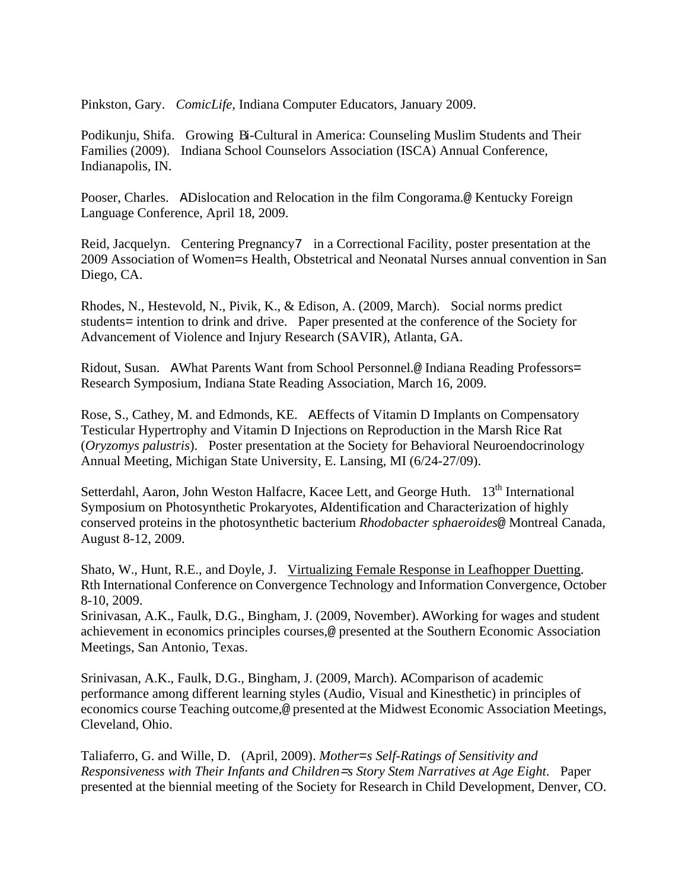Pinkston, Gary. *ComicLife*, Indiana Computer Educators, January 2009.

Podikunju, Shifa. Growing Bi-Cultural in America: Counseling Muslim Students and Their Families (2009). Indiana School Counselors Association (ISCA) Annual Conference, Indianapolis, IN.

Pooser, Charles. ADislocation and Relocation in the film Congorama.@ Kentucky Foreign Language Conference, April 18, 2009.

Reid, Jacquelyn. Centering Pregnancy7 in a Correctional Facility, poster presentation at the 2009 Association of Women=s Health, Obstetrical and Neonatal Nurses annual convention in San Diego, CA.

Rhodes, N., Hestevold, N., Pivik, K., & Edison, A. (2009, March). Social norms predict students= intention to drink and drive. Paper presented at the conference of the Society for Advancement of Violence and Injury Research (SAVIR), Atlanta, GA.

Ridout, Susan. AWhat Parents Want from School Personnel.@ Indiana Reading Professors= Research Symposium, Indiana State Reading Association, March 16, 2009.

Rose, S., Cathey, M. and Edmonds, KE. AEffects of Vitamin D Implants on Compensatory Testicular Hypertrophy and Vitamin D Injections on Reproduction in the Marsh Rice Rat (*Oryzomys palustris*). Poster presentation at the Society for Behavioral Neuroendocrinology Annual Meeting, Michigan State University, E. Lansing, MI (6/24-27/09).

Setterdahl, Aaron, John Weston Halfacre, Kacee Lett, and George Huth. 13th International Symposium on Photosynthetic Prokaryotes, AIdentification and Characterization of highly conserved proteins in the photosynthetic bacterium *Rhodobacter sphaeroides*@ Montreal Canada, August 8-12, 2009.

Shato, W., Hunt, R.E., and Doyle, J. Virtualizing Female Response in Leafhopper Duetting. Rth International Conference on Convergence Technology and Information Convergence, October 8-10, 2009.

Srinivasan, A.K., Faulk, D.G., Bingham, J. (2009, November). AWorking for wages and student achievement in economics principles courses,@ presented at the Southern Economic Association Meetings, San Antonio, Texas.

Srinivasan, A.K., Faulk, D.G., Bingham, J. (2009, March). AComparison of academic performance among different learning styles (Audio, Visual and Kinesthetic) in principles of economics course Teaching outcome,@ presented at the Midwest Economic Association Meetings, Cleveland, Ohio.

Taliaferro, G. and Wille, D. (April, 2009). *Mother=s Self-Ratings of Sensitivity and Responsiveness with Their Infants and Children=s Story Stem Narratives at Age Eight*. Paper presented at the biennial meeting of the Society for Research in Child Development, Denver, CO.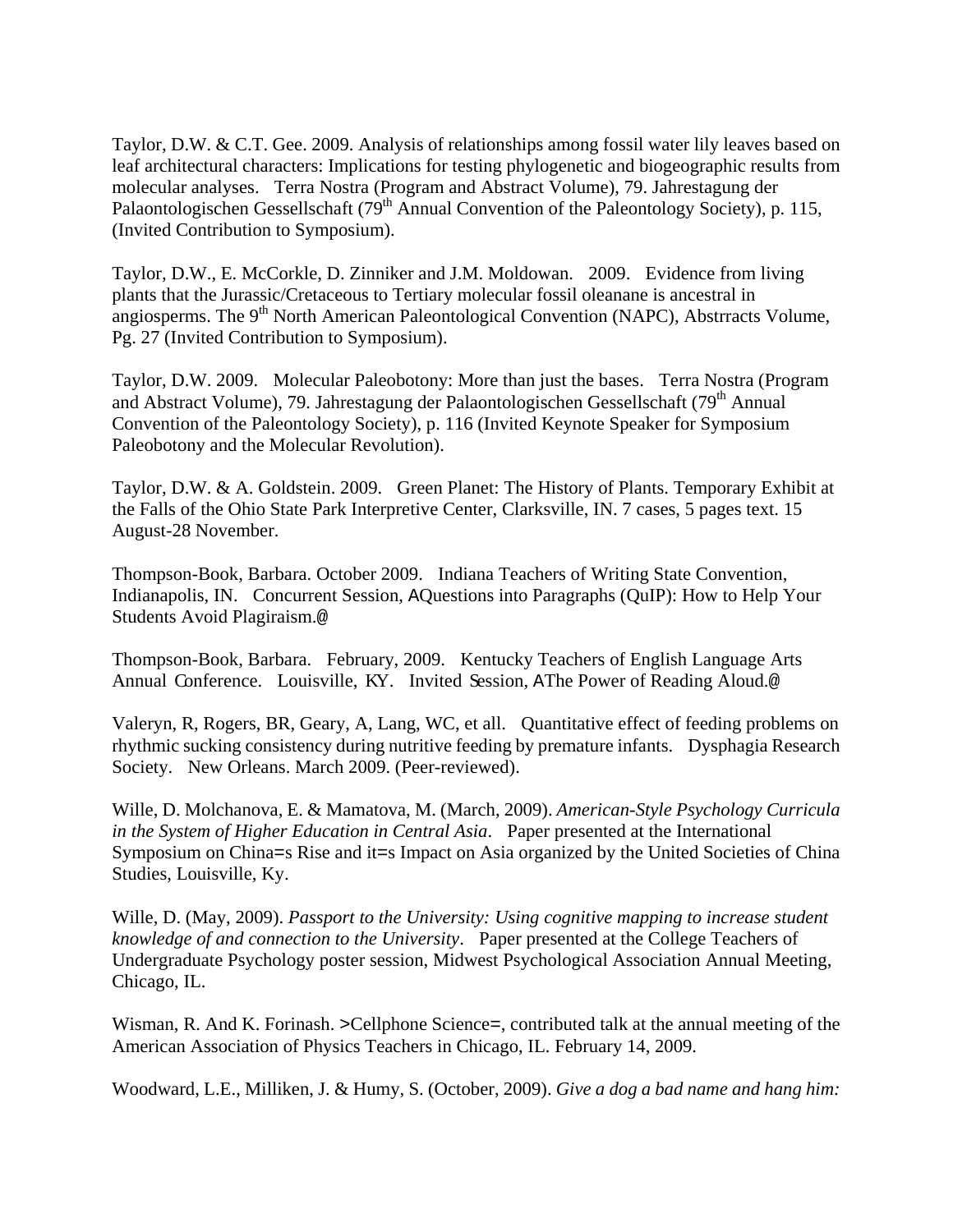Taylor, D.W. & C.T. Gee. 2009. Analysis of relationships among fossil water lily leaves based on leaf architectural characters: Implications for testing phylogenetic and biogeographic results from molecular analyses. Terra Nostra (Program and Abstract Volume), 79. Jahrestagung der Palaontologischen Gessellschaft (79th Annual Convention of the Paleontology Society), p. 115, (Invited Contribution to Symposium).

Taylor, D.W., E. McCorkle, D. Zinniker and J.M. Moldowan. 2009. Evidence from living plants that the Jurassic/Cretaceous to Tertiary molecular fossil oleanane is ancestral in angiosperms. The 9th North American Paleontological Convention (NAPC), Abstrracts Volume, Pg. 27 (Invited Contribution to Symposium).

Taylor, D.W. 2009. Molecular Paleobotony: More than just the bases. Terra Nostra (Program and Abstract Volume), 79. Jahrestagung der Palaontologischen Gessellschaft (79th Annual Convention of the Paleontology Society), p. 116 (Invited Keynote Speaker for Symposium Paleobotony and the Molecular Revolution).

Taylor, D.W. & A. Goldstein. 2009. Green Planet: The History of Plants. Temporary Exhibit at the Falls of the Ohio State Park Interpretive Center, Clarksville, IN. 7 cases, 5 pages text. 15 August-28 November.

Thompson-Book, Barbara. October 2009. Indiana Teachers of Writing State Convention, Indianapolis, IN. Concurrent Session, AQuestions into Paragraphs (QuIP): How to Help Your Students Avoid Plagiraism.@

Thompson-Book, Barbara. February, 2009. Kentucky Teachers of English Language Arts Annual Conference. Louisville, KY. Invited Session, AThe Power of Reading Aloud.@

Valeryn, R, Rogers, BR, Geary, A, Lang, WC, et all. Quantitative effect of feeding problems on rhythmic sucking consistency during nutritive feeding by premature infants. Dysphagia Research Society. New Orleans. March 2009. (Peer-reviewed).

Wille, D. Molchanova, E. & Mamatova, M. (March, 2009). *American-Style Psychology Curricula in the System of Higher Education in Central Asia*. Paper presented at the International Symposium on China=s Rise and it=s Impact on Asia organized by the United Societies of China Studies, Louisville, Ky.

Wille, D. (May, 2009). *Passport to the University: Using cognitive mapping to increase student knowledge of and connection to the University*. Paper presented at the College Teachers of Undergraduate Psychology poster session, Midwest Psychological Association Annual Meeting, Chicago, IL.

Wisman, R. And K. Forinash. >Cellphone Science=, contributed talk at the annual meeting of the American Association of Physics Teachers in Chicago, IL. February 14, 2009.

Woodward, L.E., Milliken, J. & Humy, S. (October, 2009). *Give a dog a bad name and hang him:*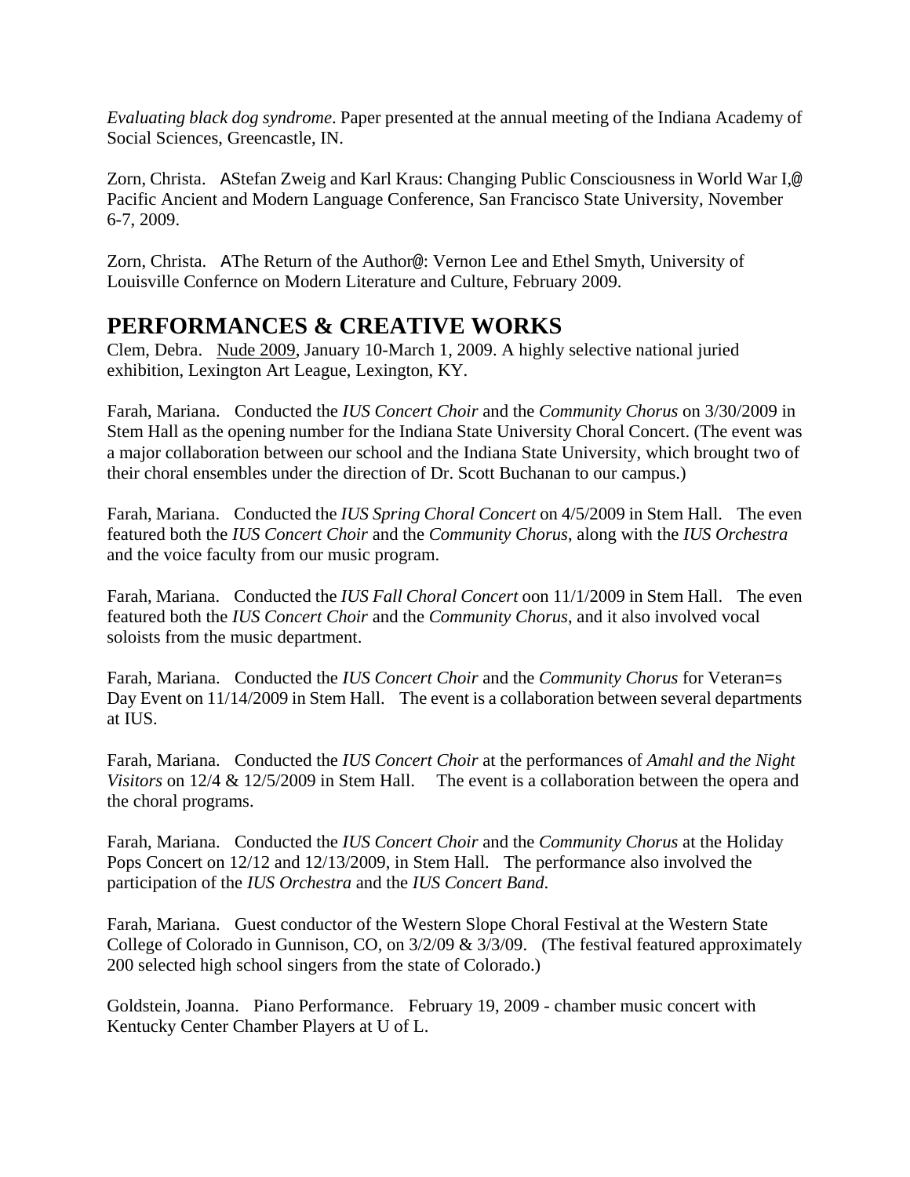*Evaluating black dog syndrome*. Paper presented at the annual meeting of the Indiana Academy of Social Sciences, Greencastle, IN.

Zorn, Christa. AStefan Zweig and Karl Kraus: Changing Public Consciousness in World War I,@ Pacific Ancient and Modern Language Conference, San Francisco State University, November 6-7, 2009.

Zorn, Christa. AThe Return of the Author@: Vernon Lee and Ethel Smyth, University of Louisville Confernce on Modern Literature and Culture, February 2009.

## PERFORMANCES & CREATIVE WORKS

Clem, Debra. <u>Nude 2009</u>, January 10-March 1, 2009. A highly selective national juried exhibition, Lexington Art League, Lexington, KY.

Farah, Mariana. Conducted the *IUS Concert Choir* and the *Community Chorus* on 3/30/2009 in Stem Hall as the opening number for the Indiana State University Choral Concert. (The event was a major collaboration between our school and the Indiana State University, which brought two of their choral ensembles under the direction of Dr. Scott Buchanan to our campus.)

Farah, Mariana. Conducted the *IUS Spring Choral Concert* on 4/5/2009 in Stem Hall. The even featured both the *IUS Concert Choir* and the *Community Chorus*, along with the *IUS Orchestra* and the voice faculty from our music program.

Farah, Mariana. Conducted the *IUS Fall Choral Concert* oon 11/1/2009 in Stem Hall. The even featured both the *IUS Concert Choir* and the *Community Chorus*, and it also involved vocal soloists from the music department.

Farah, Mariana. Conducted the *IUS Concert Choir* and the *Community Chorus* for Veteran=s Day Event on 11/14/2009 in Stem Hall. The event is a collaboration between several departments at IUS.

Farah, Mariana. Conducted the *IUS Concert Choir* at the performances of *Amahl and the Night Visitors* on 12/4 & 12/5/2009 in Stem Hall. The event is a collaboration between the opera and the choral programs.

Farah, Mariana. Conducted the *IUS Concert Choir* and the *Community Chorus* at the Holiday Pops Concert on 12/12 and 12/13/2009, in Stem Hall. The performance also involved the participation of the *IUS Orchestra* and the *IUS Concert Band*.

Farah, Mariana. Guest conductor of the Western Slope Choral Festival at the Western State College of Colorado in Gunnison, CO, on 3/2/09 & 3/3/09. (The festival featured approximately 200 selected high school singers from the state of Colorado.)

Goldstein, Joanna. Piano Performance. February 19, 2009 - chamber music concert with Kentucky Center Chamber Players at U of L.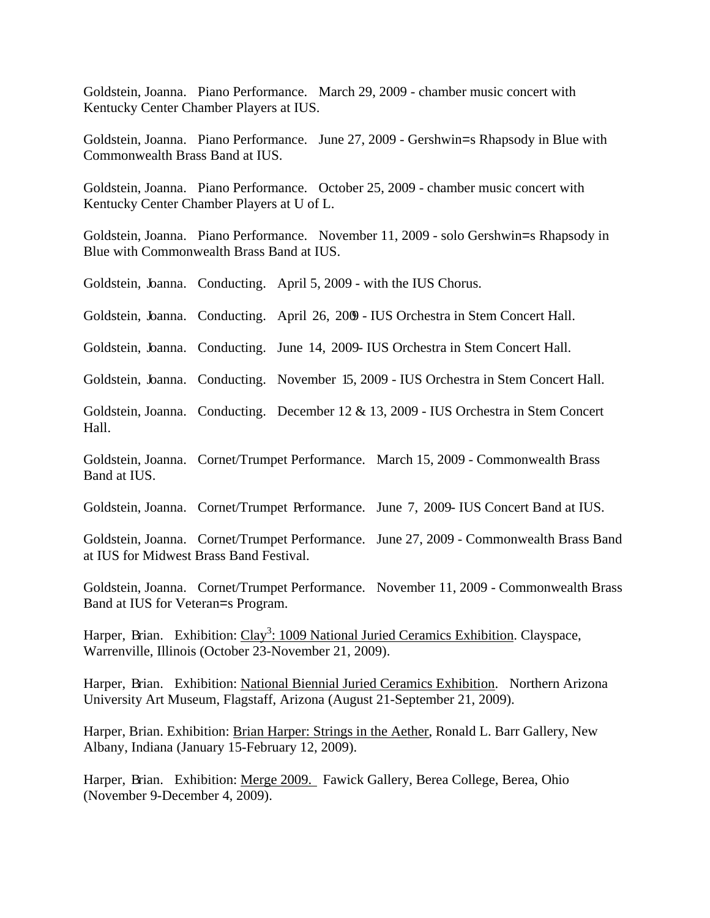Goldstein, Joanna. Piano Performance. March 29, 2009 - chamber music concert with Kentucky Center Chamber Players at IUS.

Goldstein, Joanna. Piano Performance. June 27, 2009 - Gershwin=s Rhapsody in Blue with Commonwealth Brass Band at IUS.

Goldstein, Joanna. Piano Performance. October 25, 2009 - chamber music concert with Kentucky Center Chamber Players at U of L.

Goldstein, Joanna. Piano Performance. November 11, 2009 - solo Gershwin=s Rhapsody in Blue with Commonwealth Brass Band at IUS.

Goldstein, Joanna. Conducting. April 5, 2009 - with the IUS Chorus.

Goldstein, Joanna. Conducting. April 26, 2009 - IUS Orchestra in Stem Concert Hall.

Goldstein, Joanna. Conducting. June 14, 2009- IUS Orchestra in Stem Concert Hall.

Goldstein, Joanna. Conducting. November 15, 2009 - IUS Orchestra in Stem Concert Hall.

Goldstein, Joanna. Conducting. December 12 & 13, 2009 - IUS Orchestra in Stem Concert Hall.

Goldstein, Joanna. Cornet/Trumpet Performance. March 15, 2009 - Commonwealth Brass Band at IUS.

Goldstein, Joanna. Cornet/Trumpet Performance. June 7, 2009- IUS Concert Band at IUS.

Goldstein, Joanna. Cornet/Trumpet Performance. June 27, 2009 - Commonwealth Brass Band at IUS for Midwest Brass Band Festival.

Goldstein, Joanna. Cornet/Trumpet Performance. November 11, 2009 - Commonwealth Brass Band at IUS for Veteran=s Program.

Harper, Brian. Exhibition: Clay$^3$: 1009 National Juried Ceramics Exhibition. Clayspace, Warrenville, Illinois (October 23-November 21, 2009).

Harper, Brian. Exhibition: National Biennial Juried Ceramics Exhibition. Northern Arizona University Art Museum, Flagstaff, Arizona (August 21-September 21, 2009).

Harper, Brian. Exhibition: Brian Harper: Strings in the Aether, Ronald L. Barr Gallery, New Albany, Indiana (January 15-February 12, 2009).

Harper, Brian. Exhibition: Merge 2009. Fawick Gallery, Berea College, Berea, Ohio (November 9-December 4, 2009).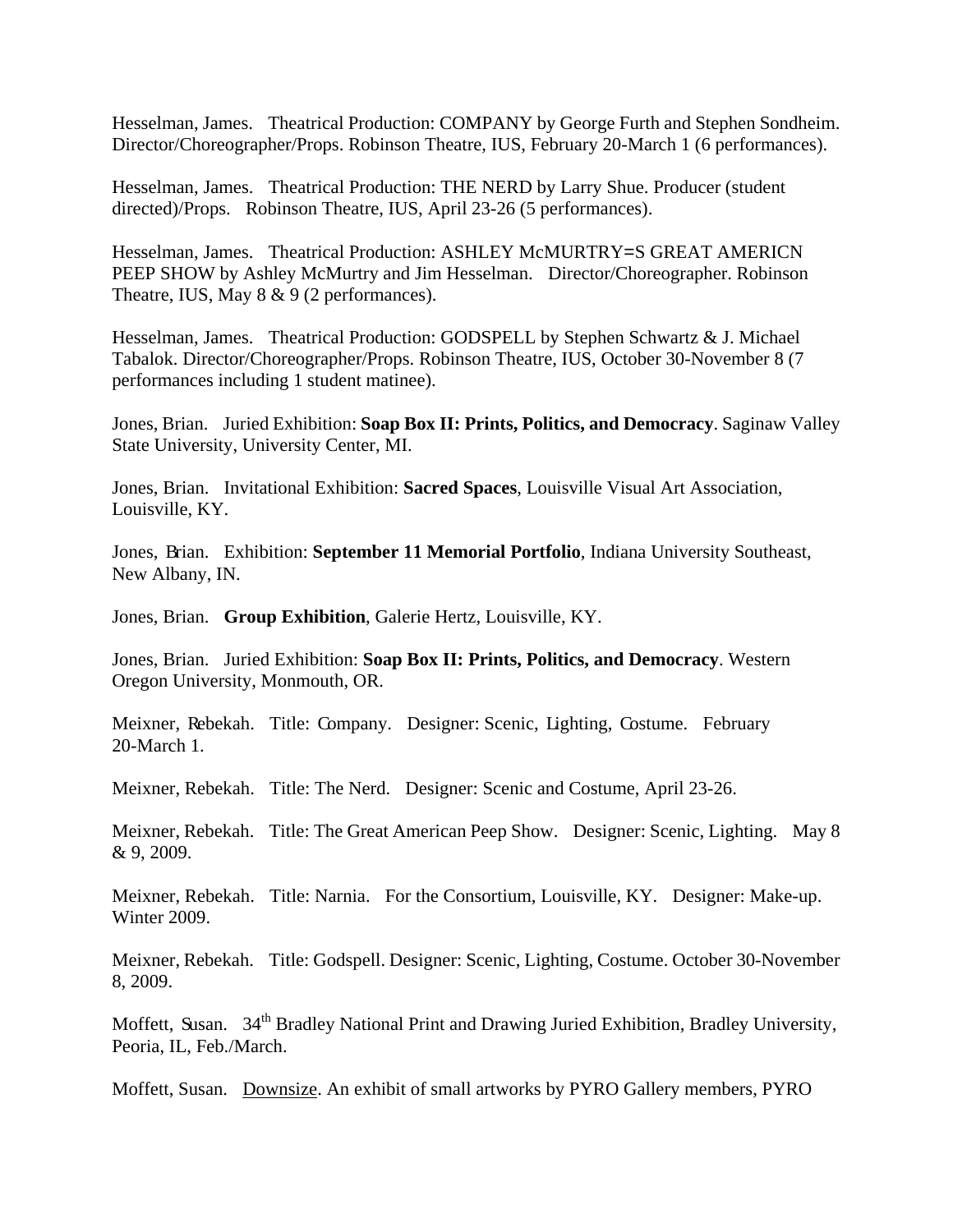Hesselman, James. Theatrical Production: COMPANY by George Furth and Stephen Sondheim. Director/Choreographer/Props. Robinson Theatre, IUS, February 20-March 1 (6 performances).

Hesselman, James. Theatrical Production: THE NERD by Larry Shue. Producer (student directed)/Props. Robinson Theatre, IUS, April 23-26 (5 performances).

Hesselman, James. Theatrical Production: ASHLEY McMURTRY=S GREAT AMERICN PEEP SHOW by Ashley McMurtry and Jim Hesselman. Director/Choreographer. Robinson Theatre, IUS, May 8 & 9 (2 performances).

Hesselman, James. Theatrical Production: GODSPELL by Stephen Schwartz & J. Michael Tabalok. Director/Choreographer/Props. Robinson Theatre, IUS, October 30-November 8 (7 performances including 1 student matinee).

Jones, Brian. Juried Exhibition: **Soap Box II: Prints, Politics, and Democracy**. Saginaw Valley State University, University Center, MI.

Jones, Brian. Invitational Exhibition: **Sacred Spaces**, Louisville Visual Art Association, Louisville, KY.

Jones, Brian. Exhibition: **September 11 Memorial Portfolio**, Indiana University Southeast, New Albany, IN.

Jones, Brian. **Group Exhibition**, Galerie Hertz, Louisville, KY.

Jones, Brian. Juried Exhibition: **Soap Box II: Prints, Politics, and Democracy**. Western Oregon University, Monmouth, OR.

Meixner, Rebekah. Title: Company. Designer: Scenic, Lighting, Costume. February 20-March 1.

Meixner, Rebekah. Title: The Nerd. Designer: Scenic and Costume, April 23-26.

Meixner, Rebekah. Title: The Great American Peep Show. Designer: Scenic, Lighting. May 8 & 9, 2009.

Meixner, Rebekah. Title: Narnia. For the Consortium, Louisville, KY. Designer: Make-up. Winter 2009.

Meixner, Rebekah. Title: Godspell. Designer: Scenic, Lighting, Costume. October 30-November 8, 2009.

Moffett, Susan. 34th Bradley National Print and Drawing Juried Exhibition, Bradley University, Peoria, IL, Feb./March.

Moffett, Susan. Downsize. An exhibit of small artworks by PYRO Gallery members, PYRO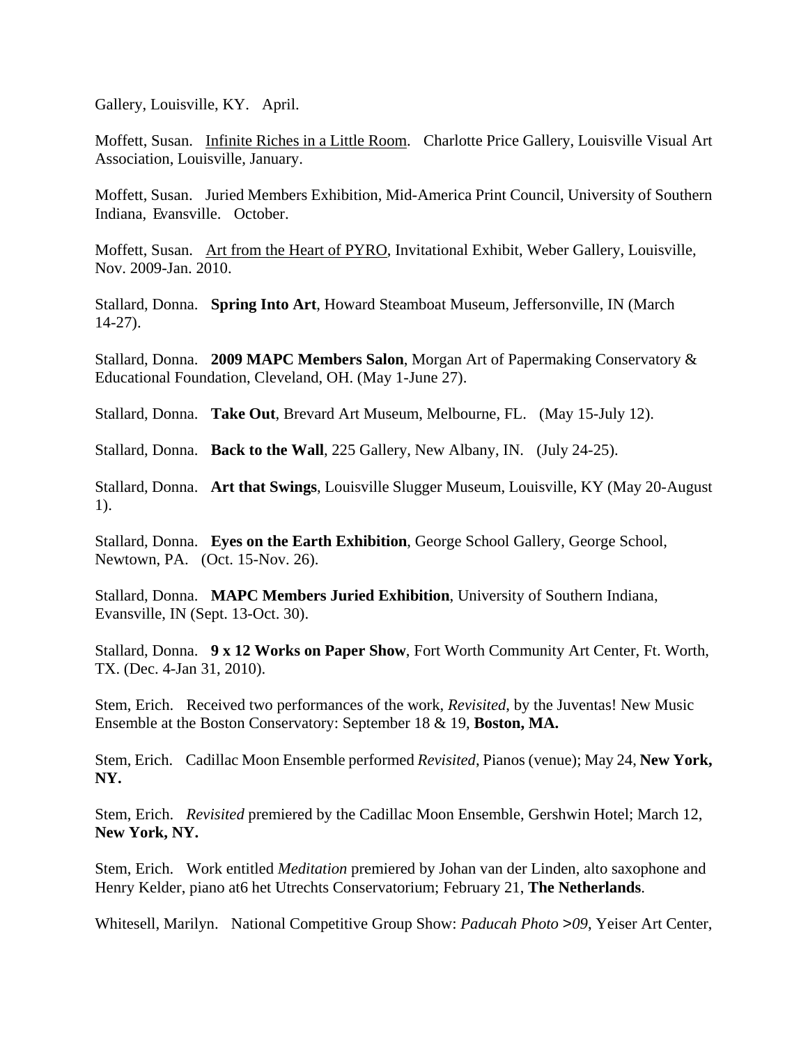Gallery, Louisville, KY. April.

Moffett, Susan. Infinite Riches in a Little Room. Charlotte Price Gallery, Louisville Visual Art Association, Louisville, January.

Moffett, Susan. Juried Members Exhibition, Mid-America Print Council, University of Southern Indiana, Evansville. October.

Moffett, Susan. Art from the Heart of PYRO, Invitational Exhibit, Weber Gallery, Louisville, Nov. 2009-Jan. 2010.

Stallard, Donna. **Spring Into Art**, Howard Steamboat Museum, Jeffersonville, IN (March 14-27).

Stallard, Donna. **2009 MAPC Members Salon**, Morgan Art of Papermaking Conservatory & Educational Foundation, Cleveland, OH. (May 1-June 27).

Stallard, Donna. **Take Out**, Brevard Art Museum, Melbourne, FL. (May 15-July 12).

Stallard, Donna. **Back to the Wall**, 225 Gallery, New Albany, IN. (July 24-25).

Stallard, Donna. **Art that Swings**, Louisville Slugger Museum, Louisville, KY (May 20-August 1).

Stallard, Donna. **Eyes on the Earth Exhibition**, George School Gallery, George School, Newtown, PA. (Oct. 15-Nov. 26).

Stallard, Donna. **MAPC Members Juried Exhibition**, University of Southern Indiana, Evansville, IN (Sept. 13-Oct. 30).

Stallard, Donna. **9 x 12 Works on Paper Show**, Fort Worth Community Art Center, Ft. Worth, TX. (Dec. 4-Jan 31, 2010).

Stem, Erich. Received two performances of the work, *Revisited*, by the Juventas! New Music Ensemble at the Boston Conservatory: September 18 & 19, **Boston, MA.**

Stem, Erich. Cadillac Moon Ensemble performed *Revisited*, Pianos (venue); May 24, **New York, NY.**

Stem, Erich. *Revisited* premiered by the Cadillac Moon Ensemble, Gershwin Hotel; March 12, **New York, NY.**

Stem, Erich. Work entitled *Meditation* premiered by Johan van der Linden, alto saxophone and Henry Kelder, piano at6 het Utrechts Conservatorium; February 21, **The Netherlands**.

Whitesell, Marilyn. National Competitive Group Show: *Paducah Photo >09*, Yeiser Art Center,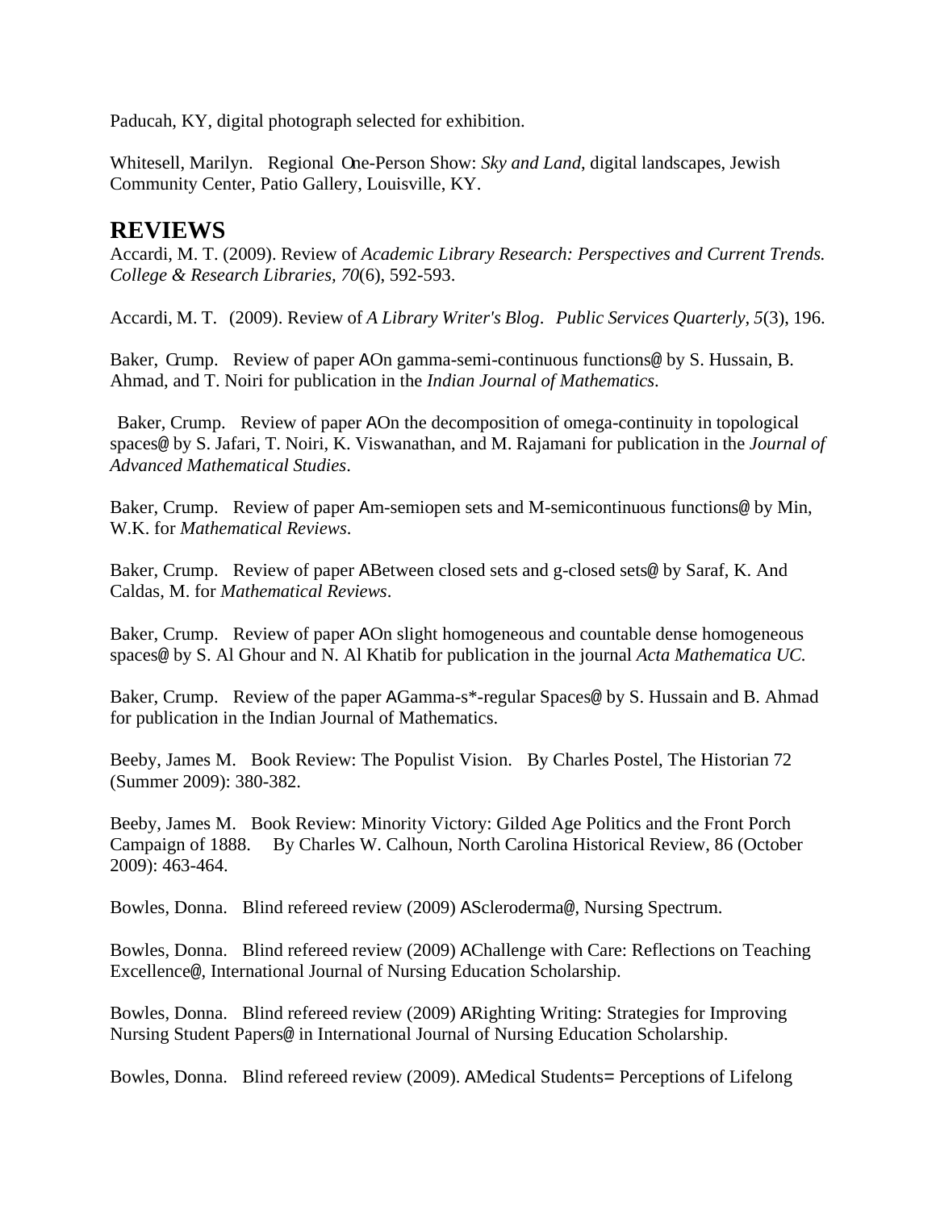Paducah, KY, digital photograph selected for exhibition.

Whitesell, Marilyn. Regional One-Person Show: *Sky and Land*, digital landscapes, Jewish Community Center, Patio Gallery, Louisville, KY.

## REVIEWS

Accardi, M. T. (2009). Review of *Academic Library Research: Perspectives and Current Trends. College & Research Libraries, 70*(6), 592-593.

Accardi, M. T. (2009). Review of *A Library Writer's Blog*. *Public Services Quarterly*, *5*(3), 196.

Baker, Crump. Review of paper AOn gamma-semi-continuous functions@ by S. Hussain, B. Ahmad, and T. Noiri for publication in the *Indian Journal of Mathematics*.

Baker, Crump. Review of paper AOn the decomposition of omega-continuity in topological spaces@ by S. Jafari, T. Noiri, K. Viswanathan, and M. Rajamani for publication in the *Journal of Advanced Mathematical Studies*.

Baker, Crump. Review of paper Am-semiopen sets and M-semicontinuous functions@ by Min, W.K. for *Mathematical Reviews*.

Baker, Crump. Review of paper ABetween closed sets and g-closed sets@ by Saraf, K. And Caldas, M. for *Mathematical Reviews*.

Baker, Crump. Review of paper AOn slight homogeneous and countable dense homogeneous spaces@ by S. Al Ghour and N. Al Khatib for publication in the journal *Acta Mathematica UC.*

Baker, Crump. Review of the paper AGamma-s*-regular Spaces@ by S. Hussain and B. Ahmad for publication in the Indian Journal of Mathematics.

Beeby, James M. Book Review: The Populist Vision. By Charles Postel, The Historian 72 (Summer 2009): 380-382.

Beeby, James M. Book Review: Minority Victory: Gilded Age Politics and the Front Porch Campaign of 1888. By Charles W. Calhoun, North Carolina Historical Review, 86 (October 2009): 463-464.

Bowles, Donna. Blind refereed review (2009) AScleroderma@, Nursing Spectrum.

Bowles, Donna. Blind refereed review (2009) AChallenge with Care: Reflections on Teaching Excellence@, International Journal of Nursing Education Scholarship.

Bowles, Donna. Blind refereed review (2009) ARighting Writing: Strategies for Improving Nursing Student Papers@ in International Journal of Nursing Education Scholarship.

Bowles, Donna. Blind refereed review (2009). AMedical Students= Perceptions of Lifelong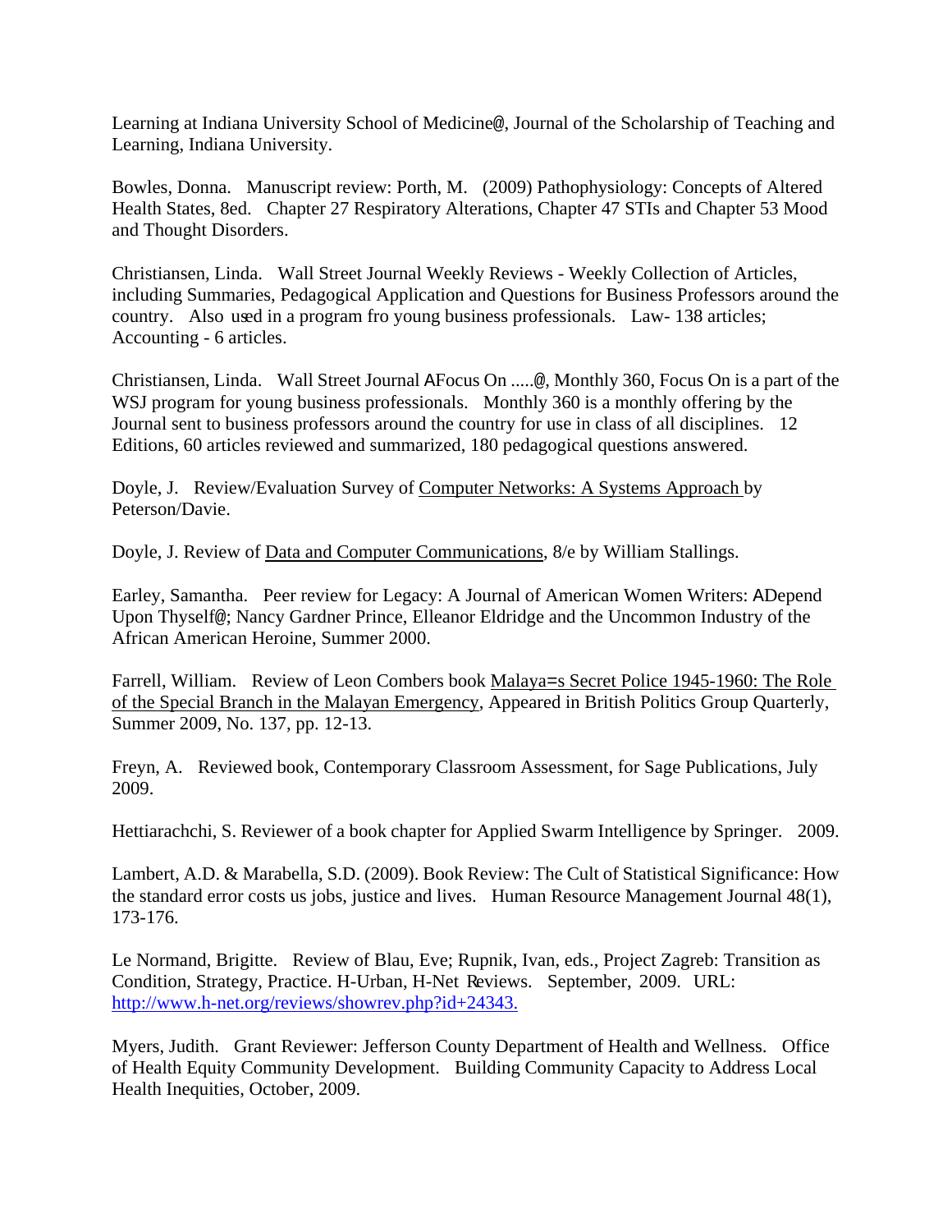Learning at Indiana University School of Medicine@, Journal of the Scholarship of Teaching and Learning, Indiana University.

Bowles, Donna. Manuscript review: Porth, M. (2009) Pathophysiology: Concepts of Altered Health States, 8ed. Chapter 27 Respiratory Alterations, Chapter 47 STIs and Chapter 53 Mood and Thought Disorders.

Christiansen, Linda. Wall Street Journal Weekly Reviews - Weekly Collection of Articles, including Summaries, Pedagogical Application and Questions for Business Professors around the country. Also used in a program fro young business professionals. Law- 138 articles; Accounting - 6 articles.

Christiansen, Linda. Wall Street Journal AFocus On .....@, Monthly 360, Focus On is a part of the WSJ program for young business professionals. Monthly 360 is a monthly offering by the Journal sent to business professors around the country for use in class of all disciplines. 12 Editions, 60 articles reviewed and summarized, 180 pedagogical questions answered.

Doyle, J. Review/Evaluation Survey of Computer Networks: A Systems Approach by Peterson/Davie.

Doyle, J. Review of Data and Computer Communications, 8/e by William Stallings.

Earley, Samantha. Peer review for Legacy: A Journal of American Women Writers: ADepend Upon Thyself@; Nancy Gardner Prince, Elleanor Eldridge and the Uncommon Industry of the African American Heroine, Summer 2000.

Farrell, William. Review of Leon Combers book Malaya=s Secret Police 1945-1960: The Role of the Special Branch in the Malayan Emergency, Appeared in British Politics Group Quarterly, Summer 2009, No. 137, pp. 12-13.

Freyn, A. Reviewed book, Contemporary Classroom Assessment, for Sage Publications, July 2009.

Hettiarachchi, S. Reviewer of a book chapter for Applied Swarm Intelligence by Springer. 2009.

Lambert, A.D. & Marabella, S.D. (2009). Book Review: The Cult of Statistical Significance: How the standard error costs us jobs, justice and lives. Human Resource Management Journal 48(1), 173-176.

Le Normand, Brigitte. Review of Blau, Eve; Rupnik, Ivan, eds., Project Zagreb: Transition as Condition, Strategy, Practice. H-Urban, H-Net Reviews. September, 2009. URL: http://www.h-net.org/reviews/showrev.php?id+24343.

Myers, Judith. Grant Reviewer: Jefferson County Department of Health and Wellness. Office of Health Equity Community Development. Building Community Capacity to Address Local Health Inequities, October, 2009.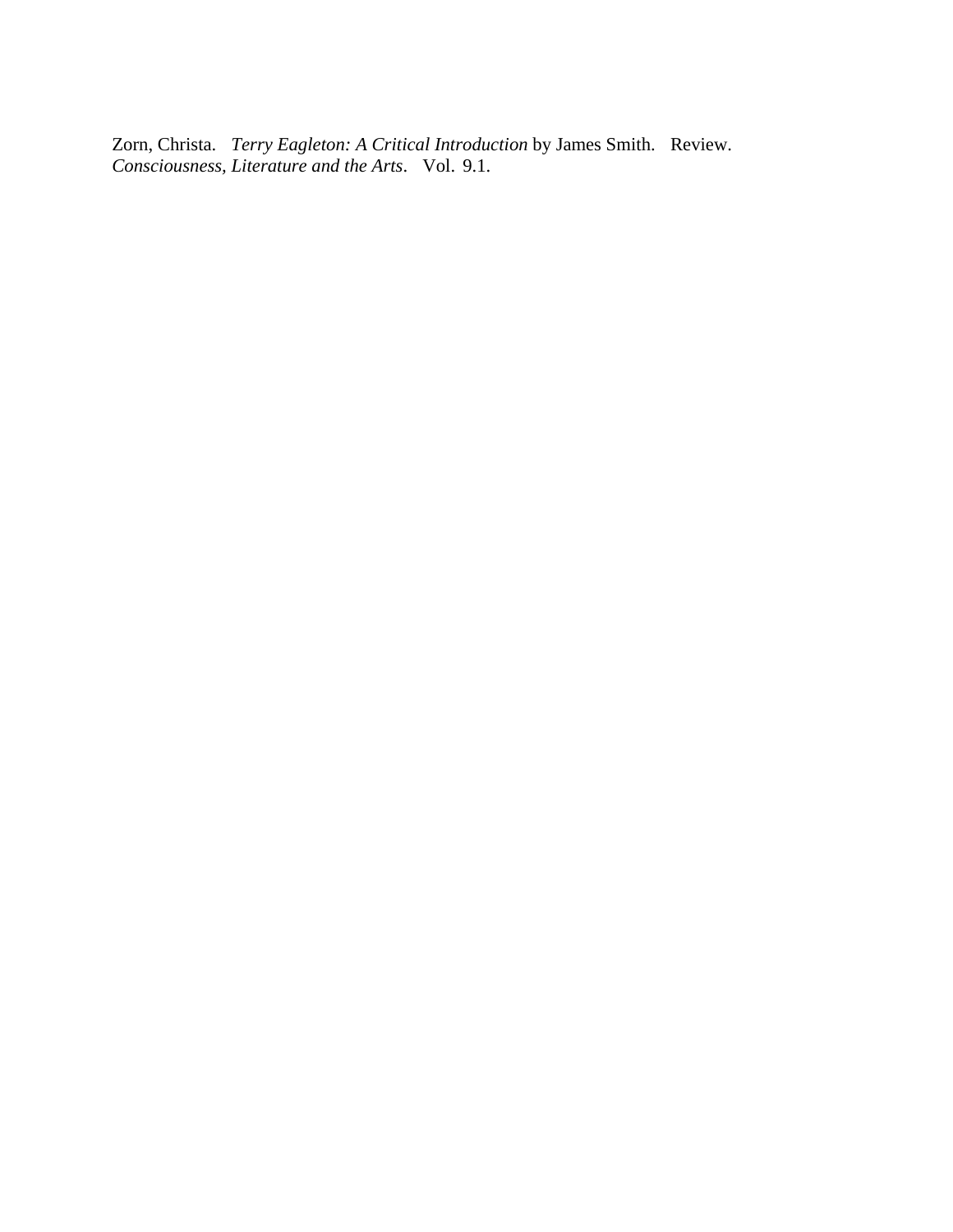Zorn, Christa. *Terry Eagleton: A Critical Introduction* by James Smith. Review. *Consciousness, Literature and the Arts*. Vol. 9.1.